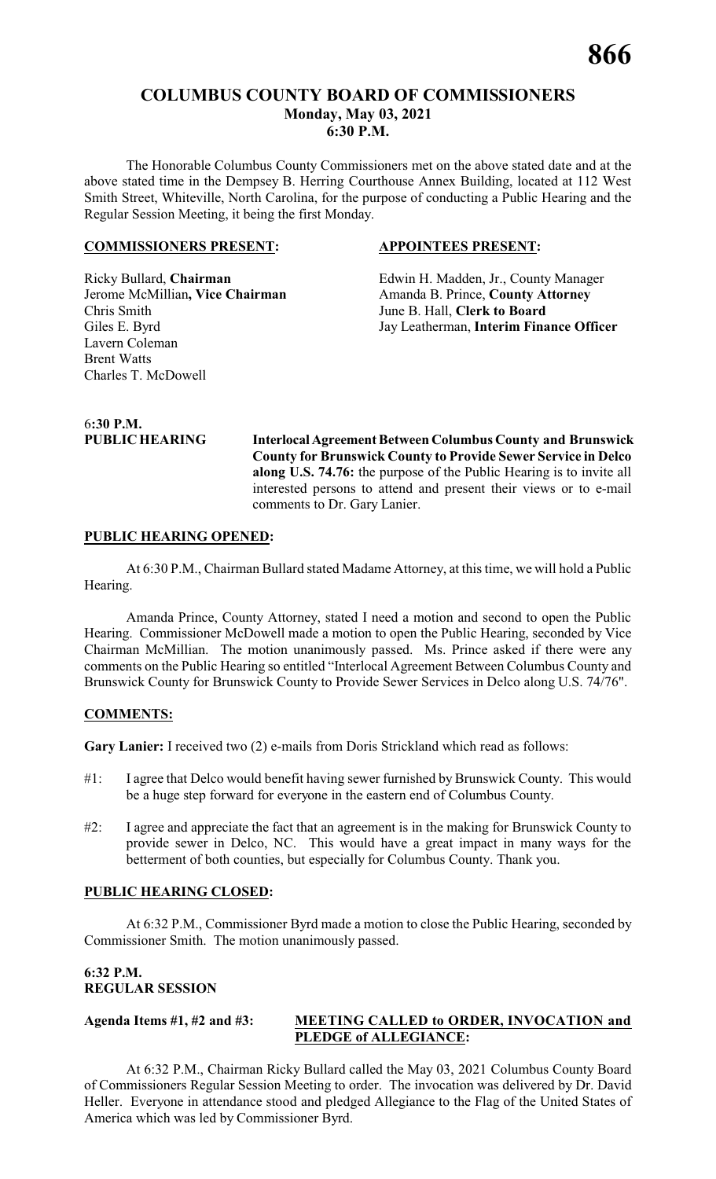# COLUMBUS COUNTY BOARD OF COMMISSIONERS
## Monday, May 03, 2021
## 6:30 P.M.

The Honorable Columbus County Commissioners met on the above stated date and at the above stated time in the Dempsey B. Herring Courthouse Annex Building, located at 112 West Smith Street, Whiteville, North Carolina, for the purpose of conducting a Public Hearing and the Regular Session Meeting, it being the first Monday.

| **COMMISSIONERS PRESENT:** | **APPOINTEES PRESENT:** |
|---|---|
| Ricky Bullard, **Chairman** | Edwin H. Madden, Jr., County Manager |
| Jerome McMillian**, Vice Chairman** | Amanda B. Prince, **County Attorney** |
| Chris Smith | June B. Hall, **Clerk to Board** |
| Giles E. Byrd | Jay Leatherman, **Interim Finance Officer** |
| Lavern Coleman | |
| Brent Watts | |
| Charles T. McDowell | |

**6:30 P.M.**
**PUBLIC HEARING** **Interlocal Agreement Between Columbus County and Brunswick County for Brunswick County to Provide Sewer Service in Delco along U.S. 74.76:** the purpose of the Public Hearing is to invite all interested persons to attend and present their views or to e-mail comments to Dr. Gary Lanier.

**PUBLIC HEARING OPENED:**

At 6:30 P.M., Chairman Bullard stated Madame Attorney, at this time, we will hold a Public Hearing.

Amanda Prince, County Attorney, stated I need a motion and second to open the Public Hearing. Commissioner McDowell made a motion to open the Public Hearing, seconded by Vice Chairman McMillian. The motion unanimously passed. Ms. Prince asked if there were any comments on the Public Hearing so entitled "Interlocal Agreement Between Columbus County and Brunswick County for Brunswick County to Provide Sewer Services in Delco along U.S. 74/76".

**COMMENTS:**

**Gary Lanier:** I received two (2) e-mails from Doris Strickland which read as follows:

#1: I agree that Delco would benefit having sewer furnished by Brunswick County. This would be a huge step forward for everyone in the eastern end of Columbus County.

#2: I agree and appreciate the fact that an agreement is in the making for Brunswick County to provide sewer in Delco, NC. This would have a great impact in many ways for the betterment of both counties, but especially for Columbus County. Thank you.

**PUBLIC HEARING CLOSED:**

At 6:32 P.M., Commissioner Byrd made a motion to close the Public Hearing, seconded by Commissioner Smith. The motion unanimously passed.

**6:32 P.M.**
**REGULAR SESSION**

**Agenda Items #1, #2 and #3:** **MEETING CALLED to ORDER, INVOCATION and PLEDGE of ALLEGIANCE:**

At 6:32 P.M., Chairman Ricky Bullard called the May 03, 2021 Columbus County Board of Commissioners Regular Session Meeting to order. The invocation was delivered by Dr. David Heller. Everyone in attendance stood and pledged Allegiance to the Flag of the United States of America which was led by Commissioner Byrd.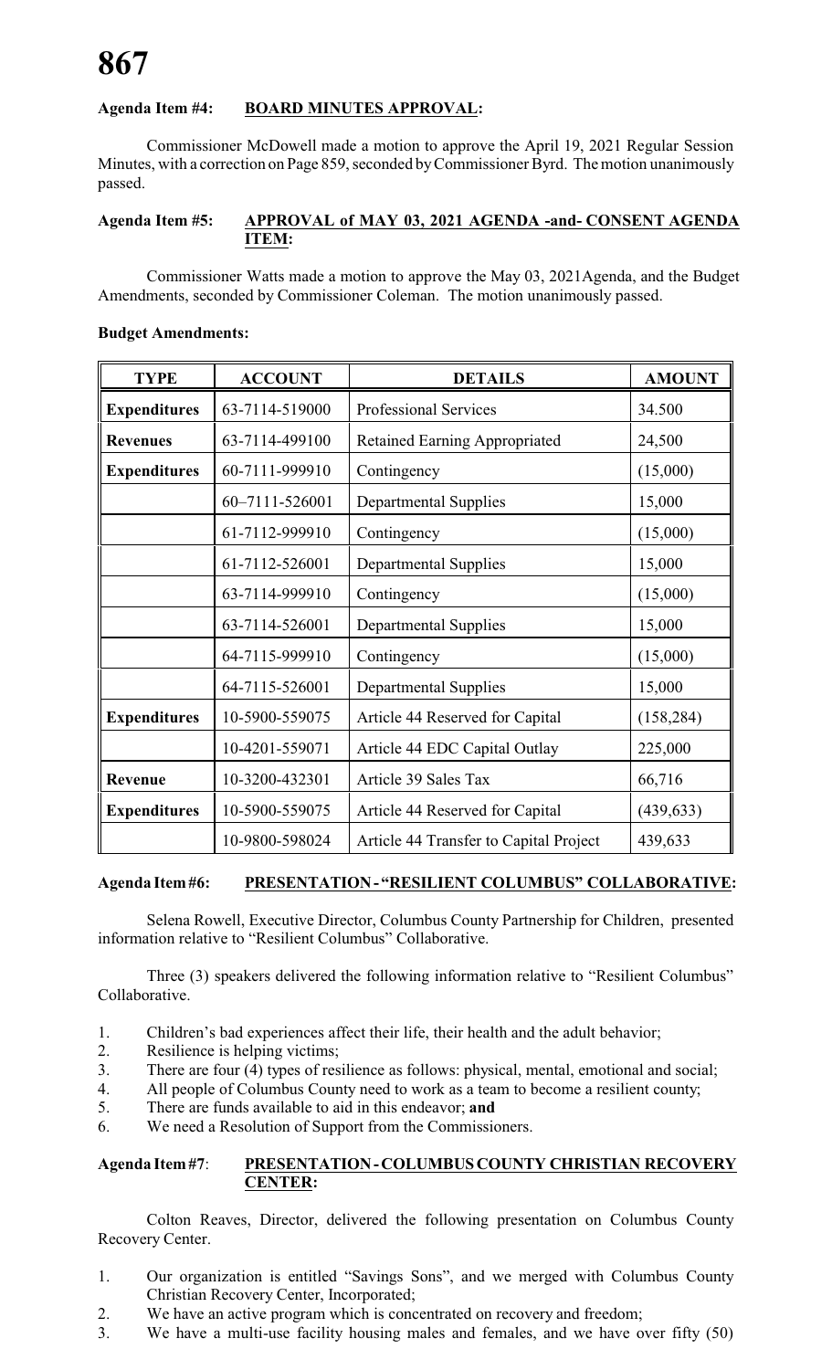**Agenda Item #4: BOARD MINUTES APPROVAL:**

Commissioner McDowell made a motion to approve the April 19, 2021 Regular Session Minutes, with a correction on Page 859, seconded by Commissioner Byrd. The motion unanimously passed.

**Agenda Item #5: APPROVAL of MAY 03, 2021 AGENDA -and- CONSENT AGENDA ITEM:**

Commissioner Watts made a motion to approve the May 03, 2021Agenda, and the Budget Amendments, seconded by Commissioner Coleman. The motion unanimously passed.

**Budget Amendments:**

| TYPE | ACCOUNT | DETAILS | AMOUNT |
|---|---|---|---|
| **Expenditures** | 63-7114-519000 | Professional Services | 34.500 |
| **Revenues** | 63-7114-499100 | Retained Earning Appropriated | 24,500 |
| **Expenditures** | 60-7111-999910 | Contingency | (15,000) |
| | 60–7111-526001 | Departmental Supplies | 15,000 |
| | 61-7112-999910 | Contingency | (15,000) |
| | 61-7112-526001 | Departmental Supplies | 15,000 |
| | 63-7114-999910 | Contingency | (15,000) |
| | 63-7114-526001 | Departmental Supplies | 15,000 |
| | 64-7115-999910 | Contingency | (15,000) |
| | 64-7115-526001 | Departmental Supplies | 15,000 |
| **Expenditures** | 10-5900-559075 | Article 44 Reserved for Capital | (158,284) |
| | 10-4201-559071 | Article 44 EDC Capital Outlay | 225,000 |
| **Revenue** | 10-3200-432301 | Article 39 Sales Tax | 66,716 |
| **Expenditures** | 10-5900-559075 | Article 44 Reserved for Capital | (439,633) |
| | 10-9800-598024 | Article 44 Transfer to Capital Project | 439,633 |

**Agenda Item #6: PRESENTATION - "RESILIENT COLUMBUS" COLLABORATIVE:**

Selena Rowell, Executive Director, Columbus County Partnership for Children, presented information relative to "Resilient Columbus" Collaborative.

Three (3) speakers delivered the following information relative to "Resilient Columbus" Collaborative.

1. Children's bad experiences affect their life, their health and the adult behavior;
2. Resilience is helping victims;
3. There are four (4) types of resilience as follows: physical, mental, emotional and social;
4. All people of Columbus County need to work as a team to become a resilient county;
5. There are funds available to aid in this endeavor; **and**
6. We need a Resolution of Support from the Commissioners.

**Agenda Item #7: PRESENTATION - COLUMBUS COUNTY CHRISTIAN RECOVERY CENTER:**

Colton Reaves, Director, delivered the following presentation on Columbus County Recovery Center.

1. Our organization is entitled "Savings Sons", and we merged with Columbus County Christian Recovery Center, Incorporated;
2. We have an active program which is concentrated on recovery and freedom;
3. We have a multi-use facility housing males and females, and we have over fifty (50)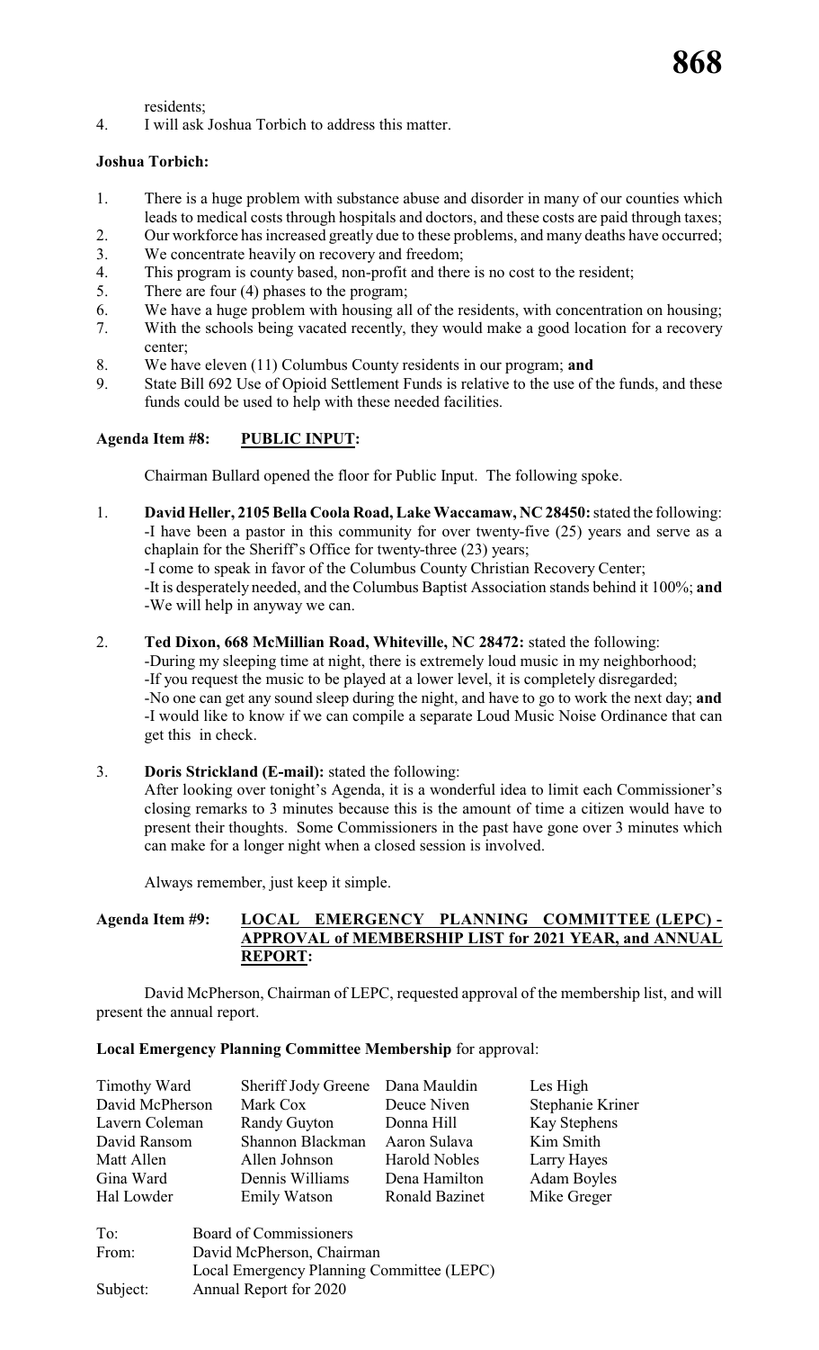residents;

4. I will ask Joshua Torbich to address this matter.

**Joshua Torbich:**

1. There is a huge problem with substance abuse and disorder in many of our counties which leads to medical costs through hospitals and doctors, and these costs are paid through taxes;
2. Our workforce has increased greatly due to these problems, and many deaths have occurred;
3. We concentrate heavily on recovery and freedom;
4. This program is county based, non-profit and there is no cost to the resident;
5. There are four (4) phases to the program;
6. We have a huge problem with housing all of the residents, with concentration on housing;
7. With the schools being vacated recently, they would make a good location for a recovery center;
8. We have eleven (11) Columbus County residents in our program; **and**
9. State Bill 692 Use of Opioid Settlement Funds is relative to the use of the funds, and these funds could be used to help with these needed facilities.

**Agenda Item #8: PUBLIC INPUT:**

Chairman Bullard opened the floor for Public Input. The following spoke.

1. **David Heller, 2105 Bella Coola Road, Lake Waccamaw, NC 28450:** stated the following:
   -I have been a pastor in this community for over twenty-five (25) years and serve as a chaplain for the Sheriff's Office for twenty-three (23) years;
   -I come to speak in favor of the Columbus County Christian Recovery Center;
   -It is desperately needed, and the Columbus Baptist Association stands behind it 100%; **and**
   -We will help in anyway we can.

2. **Ted Dixon, 668 McMillian Road, Whiteville, NC 28472:** stated the following:
   -During my sleeping time at night, there is extremely loud music in my neighborhood;
   -If you request the music to be played at a lower level, it is completely disregarded;
   -No one can get any sound sleep during the night, and have to go to work the next day; **and**
   -I would like to know if we can compile a separate Loud Music Noise Ordinance that can get this in check.

3. **Doris Strickland (E-mail):** stated the following:
   After looking over tonight's Agenda, it is a wonderful idea to limit each Commissioner's closing remarks to 3 minutes because this is the amount of time a citizen would have to present their thoughts. Some Commissioners in the past have gone over 3 minutes which can make for a longer night when a closed session is involved.

   Always remember, just keep it simple.

**Agenda Item #9: LOCAL EMERGENCY PLANNING COMMITTEE (LEPC) - APPROVAL of MEMBERSHIP LIST for 2021 YEAR, and ANNUAL REPORT:**

David McPherson, Chairman of LEPC, requested approval of the membership list, and will present the annual report.

**Local Emergency Planning Committee Membership** for approval:

| | | | |
|---|---|---|---|
| Timothy Ward | Sheriff Jody Greene | Dana Mauldin | Les High |
| David McPherson | Mark Cox | Deuce Niven | Stephanie Kriner |
| Lavern Coleman | Randy Guyton | Donna Hill | Kay Stephens |
| David Ransom | Shannon Blackman | Aaron Sulava | Kim Smith |
| Matt Allen | Allen Johnson | Harold Nobles | Larry Hayes |
| Gina Ward | Dennis Williams | Dena Hamilton | Adam Boyles |
| Hal Lowder | Emily Watson | Ronald Bazinet | Mike Greger |

To: Board of Commissioners
From: David McPherson, Chairman
Local Emergency Planning Committee (LEPC)
Subject: Annual Report for 2020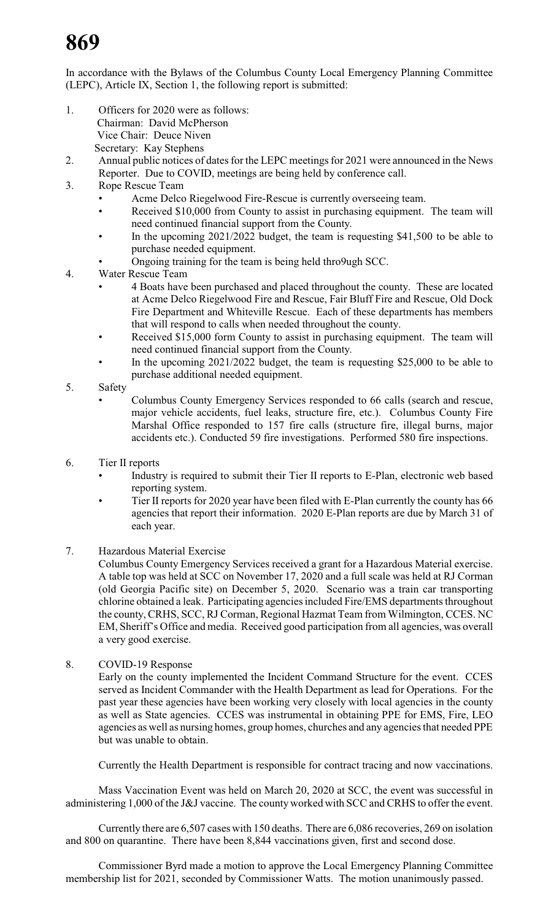In accordance with the Bylaws of the Columbus County Local Emergency Planning Committee (LEPC), Article IX, Section 1, the following report is submitted:

1. Officers for 2020 were as follows:
   Chairman: David McPherson
   Vice Chair: Deuce Niven
   Secretary: Kay Stephens
2. Annual public notices of dates for the LEPC meetings for 2021 were announced in the News Reporter. Due to COVID, meetings are being held by conference call.
3. Rope Rescue Team
   - Acme Delco Riegelwood Fire-Rescue is currently overseeing team.
   - Received $10,000 from County to assist in purchasing equipment. The team will need continued financial support from the County.
   - In the upcoming 2021/2022 budget, the team is requesting $41,500 to be able to purchase needed equipment.
   - Ongoing training for the team is being held thro9ugh SCC.
4. Water Rescue Team
   - 4 Boats have been purchased and placed throughout the county. These are located at Acme Delco Riegelwood Fire and Rescue, Fair Bluff Fire and Rescue, Old Dock Fire Department and Whiteville Rescue. Each of these departments has members that will respond to calls when needed throughout the county.
   - Received $15,000 form County to assist in purchasing equipment. The team will need continued financial support from the County.
   - In the upcoming 2021/2022 budget, the team is requesting $25,000 to be able to purchase additional needed equipment.
5. Safety
   - Columbus County Emergency Services responded to 66 calls (search and rescue, major vehicle accidents, fuel leaks, structure fire, etc.). Columbus County Fire Marshal Office responded to 157 fire calls (structure fire, illegal burns, major accidents etc.). Conducted 59 fire investigations. Performed 580 fire inspections.
6. Tier II reports
   - Industry is required to submit their Tier II reports to E-Plan, electronic web based reporting system.
   - Tier II reports for 2020 year have been filed with E-Plan currently the county has 66 agencies that report their information. 2020 E-Plan reports are due by March 31 of each year.
7. Hazardous Material Exercise

   Columbus County Emergency Services received a grant for a Hazardous Material exercise. A table top was held at SCC on November 17, 2020 and a full scale was held at RJ Corman (old Georgia Pacific site) on December 5, 2020. Scenario was a train car transporting chlorine obtained a leak. Participating agencies included Fire/EMS departments throughout the county, CRHS, SCC, RJ Corman, Regional Hazmat Team from Wilmington, CCES. NC EM, Sheriff's Office and media. Received good participation from all agencies, was overall a very good exercise.
8. COVID-19 Response

   Early on the county implemented the Incident Command Structure for the event. CCES served as Incident Commander with the Health Department as lead for Operations. For the past year these agencies have been working very closely with local agencies in the county as well as State agencies. CCES was instrumental in obtaining PPE for EMS, Fire, LEO agencies as well as nursing homes, group homes, churches and any agencies that needed PPE but was unable to obtain.

   Currently the Health Department is responsible for contract tracing and now vaccinations.

   Mass Vaccination Event was held on March 20, 2020 at SCC, the event was successful in administering 1,000 of the J&J vaccine. The county worked with SCC and CRHS to offer the event.

   Currently there are 6,507 cases with 150 deaths. There are 6,086 recoveries, 269 on isolation and 800 on quarantine. There have been 8,844 vaccinations given, first and second dose.

Commissioner Byrd made a motion to approve the Local Emergency Planning Committee membership list for 2021, seconded by Commissioner Watts. The motion unanimously passed.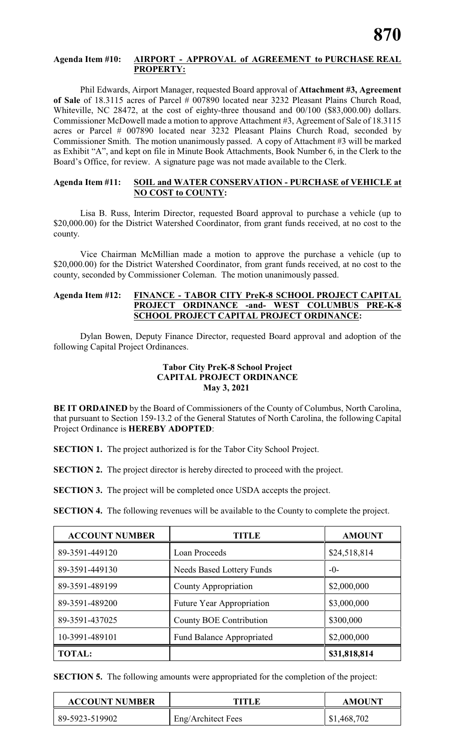**Agenda Item #10: AIRPORT - APPROVAL of AGREEMENT to PURCHASE REAL PROPERTY:**

Phil Edwards, Airport Manager, requested Board approval of **Attachment #3, Agreement of Sale** of 18.3115 acres of Parcel # 007890 located near 3232 Pleasant Plains Church Road, Whiteville, NC 28472, at the cost of eighty-three thousand and 00/100 ($83,000.00) dollars. Commissioner McDowell made a motion to approve Attachment #3, Agreement of Sale of 18.3115 acres or Parcel # 007890 located near 3232 Pleasant Plains Church Road, seconded by Commissioner Smith. The motion unanimously passed. A copy of Attachment #3 will be marked as Exhibit "A", and kept on file in Minute Book Attachments, Book Number 6, in the Clerk to the Board's Office, for review. A signature page was not made available to the Clerk.

**Agenda Item #11: SOIL and WATER CONSERVATION - PURCHASE of VEHICLE at NO COST to COUNTY:**

Lisa B. Russ, Interim Director, requested Board approval to purchase a vehicle (up to $20,000.00) for the District Watershed Coordinator, from grant funds received, at no cost to the county.

Vice Chairman McMillian made a motion to approve the purchase a vehicle (up to $20,000.00) for the District Watershed Coordinator, from grant funds received, at no cost to the county, seconded by Commissioner Coleman. The motion unanimously passed.

**Agenda Item #12: FINANCE - TABOR CITY PreK-8 SCHOOL PROJECT CAPITAL PROJECT ORDINANCE -and- WEST COLUMBUS PRE-K-8 SCHOOL PROJECT CAPITAL PROJECT ORDINANCE:**

Dylan Bowen, Deputy Finance Director, requested Board approval and adoption of the following Capital Project Ordinances.

**Tabor City PreK-8 School Project**
**CAPITAL PROJECT ORDINANCE**
**May 3, 2021**

**BE IT ORDAINED** by the Board of Commissioners of the County of Columbus, North Carolina, that pursuant to Section 159-13.2 of the General Statutes of North Carolina, the following Capital Project Ordinance is **HEREBY ADOPTED**:

**SECTION 1.** The project authorized is for the Tabor City School Project.

**SECTION 2.** The project director is hereby directed to proceed with the project.

**SECTION 3.** The project will be completed once USDA accepts the project.

**SECTION 4.** The following revenues will be available to the County to complete the project.

| ACCOUNT NUMBER | TITLE | AMOUNT |
|---|---|---|
| 89-3591-449120 | Loan Proceeds | $24,518,814 |
| 89-3591-449130 | Needs Based Lottery Funds | -0- |
| 89-3591-489199 | County Appropriation | $2,000,000 |
| 89-3591-489200 | Future Year Appropriation | $3,000,000 |
| 89-3591-437025 | County BOE Contribution | $300,000 |
| 10-3991-489101 | Fund Balance Appropriated | $2,000,000 |
| **TOTAL:** | | **$31,818,814** |

**SECTION 5.** The following amounts were appropriated for the completion of the project:

| ACCOUNT NUMBER | TITLE | AMOUNT |
|---|---|---|
| 89-5923-519902 | Eng/Architect Fees | $1,468,702 |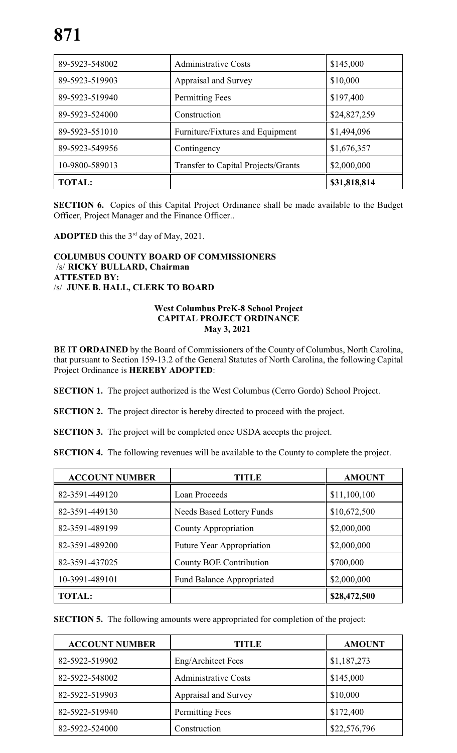| 89-5923-548002 | Administrative Costs | \$145,000 |
|---|---|---|
| 89-5923-519903 | Appraisal and Survey | \$10,000 |
| 89-5923-519940 | Permitting Fees | \$197,400 |
| 89-5923-524000 | Construction | \$24,827,259 |
| 89-5923-551010 | Furniture/Fixtures and Equipment | \$1,494,096 |
| 89-5923-549956 | Contingency | \$1,676,357 |
| 10-9800-589013 | Transfer to Capital Projects/Grants | \$2,000,000 |
| **TOTAL:** | | **\$31,818,814** |

**SECTION 6.** Copies of this Capital Project Ordinance shall be made available to the Budget Officer, Project Manager and the Finance Officer..

**ADOPTED** this the 3rd day of May, 2021.

**COLUMBUS COUNTY BOARD OF COMMISSIONERS**
/s/ **RICKY BULLARD, Chairman**
**ATTESTED BY:**
/s/ **JUNE B. HALL, CLERK TO BOARD**

**West Columbus PreK-8 School Project**
**CAPITAL PROJECT ORDINANCE**
**May 3, 2021**

**BE IT ORDAINED** by the Board of Commissioners of the County of Columbus, North Carolina, that pursuant to Section 159-13.2 of the General Statutes of North Carolina, the following Capital Project Ordinance is **HEREBY ADOPTED**:

**SECTION 1.** The project authorized is the West Columbus (Cerro Gordo) School Project.

**SECTION 2.** The project director is hereby directed to proceed with the project.

**SECTION 3.** The project will be completed once USDA accepts the project.

**SECTION 4.** The following revenues will be available to the County to complete the project.

| ACCOUNT NUMBER | TITLE | AMOUNT |
|---|---|---|
| 82-3591-449120 | Loan Proceeds | \$11,100,100 |
| 82-3591-449130 | Needs Based Lottery Funds | \$10,672,500 |
| 82-3591-489199 | County Appropriation | \$2,000,000 |
| 82-3591-489200 | Future Year Appropriation | \$2,000,000 |
| 82-3591-437025 | County BOE Contribution | \$700,000 |
| 10-3991-489101 | Fund Balance Appropriated | \$2,000,000 |
| **TOTAL:** | | **\$28,472,500** |

**SECTION 5.** The following amounts were appropriated for completion of the project:

| ACCOUNT NUMBER | TITLE | AMOUNT |
|---|---|---|
| 82-5922-519902 | Eng/Architect Fees | \$1,187,273 |
| 82-5922-548002 | Administrative Costs | \$145,000 |
| 82-5922-519903 | Appraisal and Survey | \$10,000 |
| 82-5922-519940 | Permitting Fees | \$172,400 |
| 82-5922-524000 | Construction | \$22,576,796 |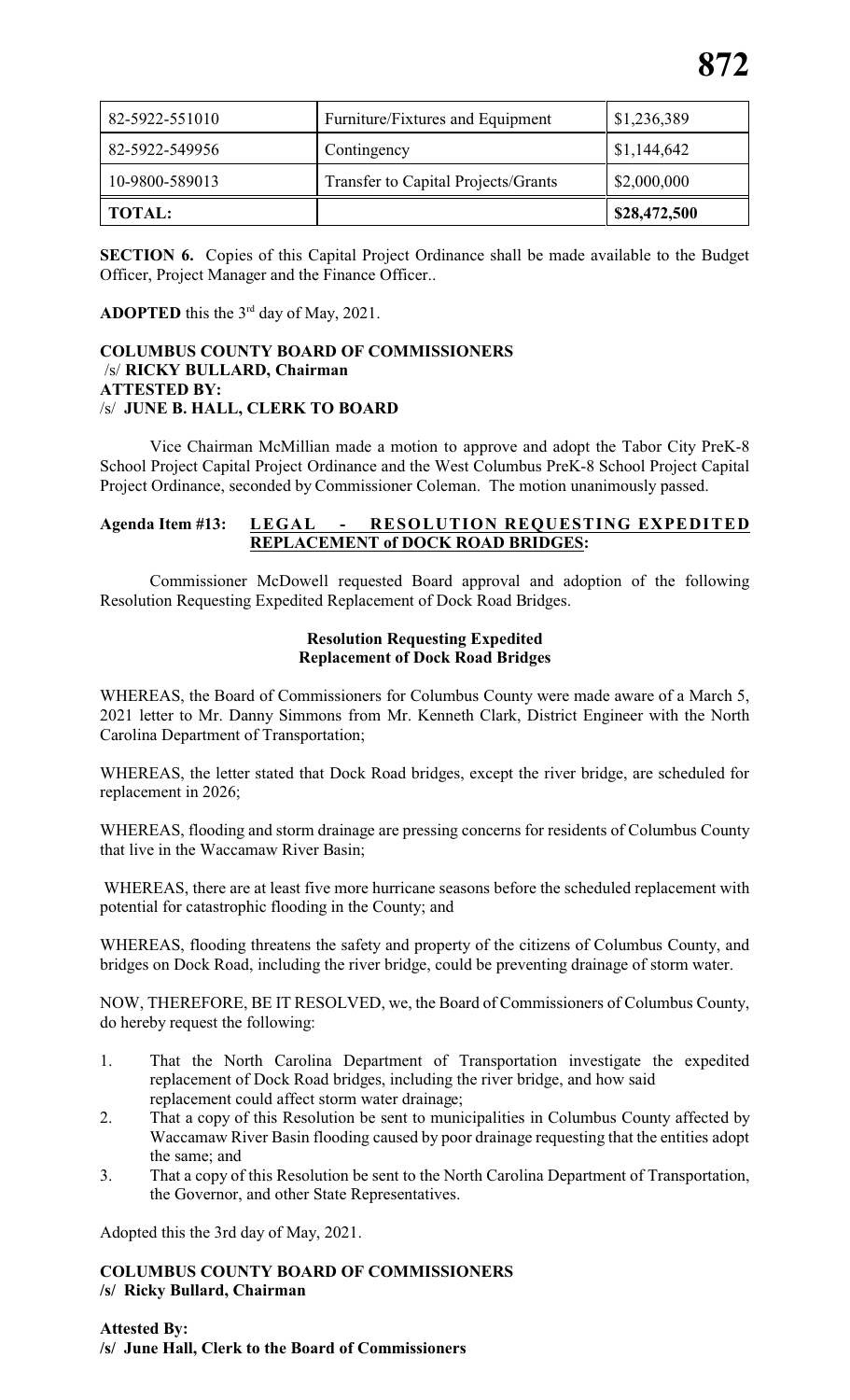| 82-5922-551010 | Furniture/Fixtures and Equipment | $1,236,389 |
|---|---|---|
| 82-5922-549956 | Contingency | $1,144,642 |
| 10-9800-589013 | Transfer to Capital Projects/Grants | $2,000,000 |
| **TOTAL:** | | **$28,472,500** |

**SECTION 6.** Copies of this Capital Project Ordinance shall be made available to the Budget Officer, Project Manager and the Finance Officer..

**ADOPTED** this the 3rd day of May, 2021.

**COLUMBUS COUNTY BOARD OF COMMISSIONERS**
/s/ **RICKY BULLARD, Chairman**
**ATTESTED BY:**
/s/ **JUNE B. HALL, CLERK TO BOARD**

Vice Chairman McMillian made a motion to approve and adopt the Tabor City PreK-8 School Project Capital Project Ordinance and the West Columbus PreK-8 School Project Capital Project Ordinance, seconded by Commissioner Coleman. The motion unanimously passed.

**Agenda Item #13: LEGAL - RESOLUTION REQUESTING EXPEDITED REPLACEMENT of DOCK ROAD BRIDGES:**

Commissioner McDowell requested Board approval and adoption of the following Resolution Requesting Expedited Replacement of Dock Road Bridges.

**Resolution Requesting Expedited**
**Replacement of Dock Road Bridges**

WHEREAS, the Board of Commissioners for Columbus County were made aware of a March 5, 2021 letter to Mr. Danny Simmons from Mr. Kenneth Clark, District Engineer with the North Carolina Department of Transportation;

WHEREAS, the letter stated that Dock Road bridges, except the river bridge, are scheduled for replacement in 2026;

WHEREAS, flooding and storm drainage are pressing concerns for residents of Columbus County that live in the Waccamaw River Basin;

WHEREAS, there are at least five more hurricane seasons before the scheduled replacement with potential for catastrophic flooding in the County; and

WHEREAS, flooding threatens the safety and property of the citizens of Columbus County, and bridges on Dock Road, including the river bridge, could be preventing drainage of storm water.

NOW, THEREFORE, BE IT RESOLVED, we, the Board of Commissioners of Columbus County, do hereby request the following:

1. That the North Carolina Department of Transportation investigate the expedited replacement of Dock Road bridges, including the river bridge, and how said replacement could affect storm water drainage;
2. That a copy of this Resolution be sent to municipalities in Columbus County affected by Waccamaw River Basin flooding caused by poor drainage requesting that the entities adopt the same; and
3. That a copy of this Resolution be sent to the North Carolina Department of Transportation, the Governor, and other State Representatives.

Adopted this the 3rd day of May, 2021.

**COLUMBUS COUNTY BOARD OF COMMISSIONERS**
**/s/ Ricky Bullard, Chairman**

**Attested By:**
**/s/ June Hall, Clerk to the Board of Commissioners**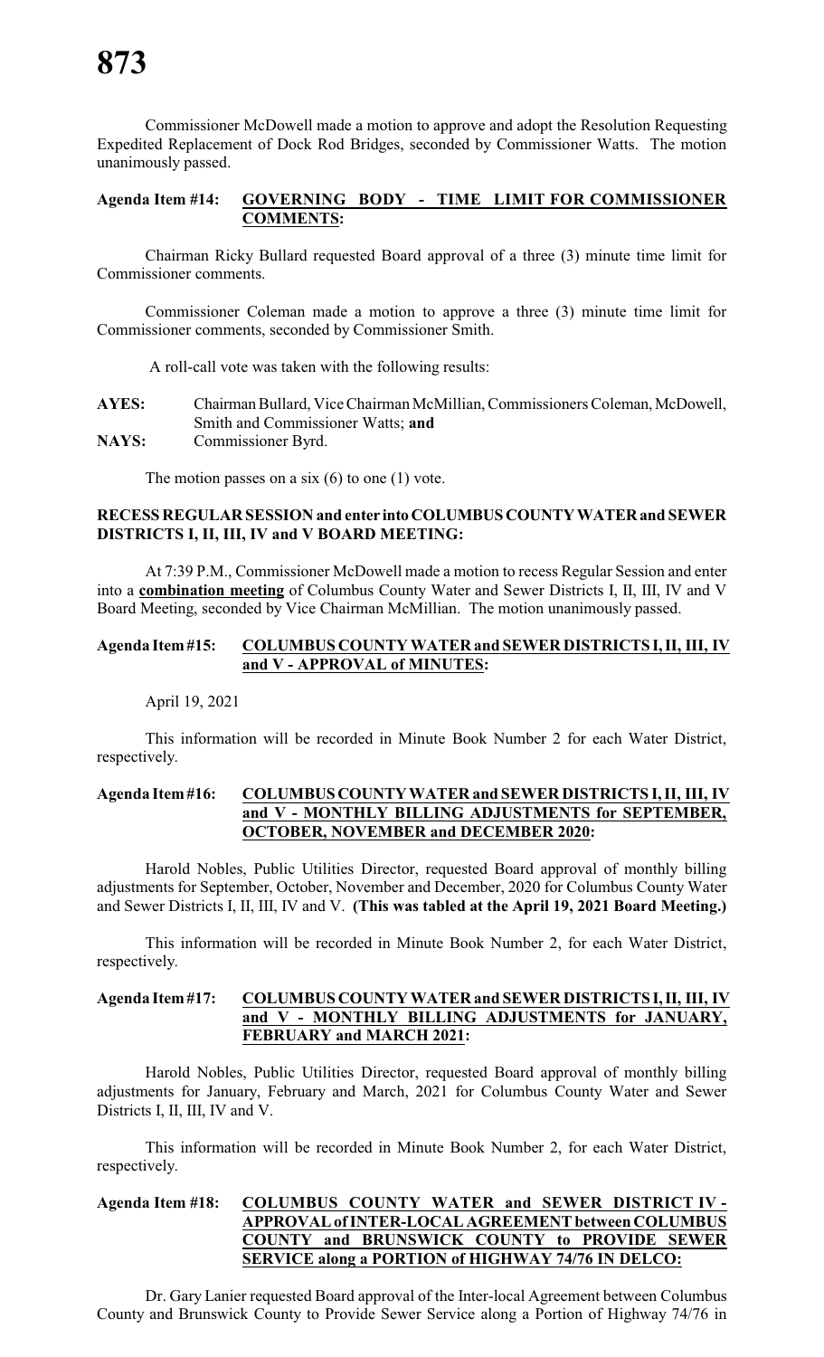Commissioner McDowell made a motion to approve and adopt the Resolution Requesting Expedited Replacement of Dock Rod Bridges, seconded by Commissioner Watts. The motion unanimously passed.

**Agenda Item #14: GOVERNING BODY - TIME LIMIT FOR COMMISSIONER COMMENTS:**

Chairman Ricky Bullard requested Board approval of a three (3) minute time limit for Commissioner comments.

Commissioner Coleman made a motion to approve a three (3) minute time limit for Commissioner comments, seconded by Commissioner Smith.

A roll-call vote was taken with the following results:

**AYES:** Chairman Bullard, Vice Chairman McMillian, Commissioners Coleman, McDowell, Smith and Commissioner Watts; **and**
**NAYS:** Commissioner Byrd.

The motion passes on a six (6) to one (1) vote.

**RECESS REGULAR SESSION and enter into COLUMBUS COUNTY WATER and SEWER DISTRICTS I, II, III, IV and V BOARD MEETING:**

At 7:39 P.M., Commissioner McDowell made a motion to recess Regular Session and enter into a **combination meeting** of Columbus County Water and Sewer Districts I, II, III, IV and V Board Meeting, seconded by Vice Chairman McMillian. The motion unanimously passed.

**Agenda Item #15: COLUMBUS COUNTY WATER and SEWER DISTRICTS I, II, III, IV and V - APPROVAL of MINUTES:**

April 19, 2021

This information will be recorded in Minute Book Number 2 for each Water District, respectively.

**Agenda Item #16: COLUMBUS COUNTY WATER and SEWER DISTRICTS I, II, III, IV and V - MONTHLY BILLING ADJUSTMENTS for SEPTEMBER, OCTOBER, NOVEMBER and DECEMBER 2020:**

Harold Nobles, Public Utilities Director, requested Board approval of monthly billing adjustments for September, October, November and December, 2020 for Columbus County Water and Sewer Districts I, II, III, IV and V. **(This was tabled at the April 19, 2021 Board Meeting.)**

This information will be recorded in Minute Book Number 2, for each Water District, respectively.

**Agenda Item #17: COLUMBUS COUNTY WATER and SEWER DISTRICTS I, II, III, IV and V - MONTHLY BILLING ADJUSTMENTS for JANUARY, FEBRUARY and MARCH 2021:**

Harold Nobles, Public Utilities Director, requested Board approval of monthly billing adjustments for January, February and March, 2021 for Columbus County Water and Sewer Districts I, II, III, IV and V.

This information will be recorded in Minute Book Number 2, for each Water District, respectively.

**Agenda Item #18: COLUMBUS COUNTY WATER and SEWER DISTRICT IV - APPROVAL of INTER-LOCAL AGREEMENT between COLUMBUS COUNTY and BRUNSWICK COUNTY to PROVIDE SEWER SERVICE along a PORTION of HIGHWAY 74/76 IN DELCO:**

Dr. Gary Lanier requested Board approval of the Inter-local Agreement between Columbus County and Brunswick County to Provide Sewer Service along a Portion of Highway 74/76 in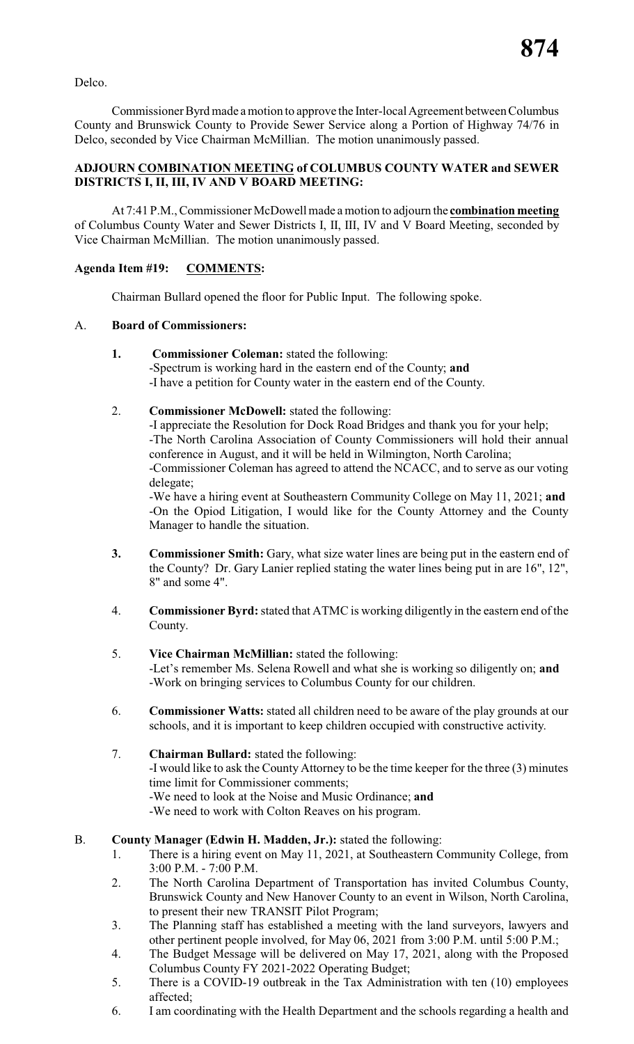Delco.

Commissioner Byrd made a motion to approve the Inter-local Agreement between Columbus County and Brunswick County to Provide Sewer Service along a Portion of Highway 74/76 in Delco, seconded by Vice Chairman McMillian. The motion unanimously passed.

**ADJOURN COMBINATION MEETING of COLUMBUS COUNTY WATER and SEWER DISTRICTS I, II, III, IV AND V BOARD MEETING:**

At 7:41 P.M., Commissioner McDowell made a motion to adjourn the **combination meeting** of Columbus County Water and Sewer Districts I, II, III, IV and V Board Meeting, seconded by Vice Chairman McMillian. The motion unanimously passed.

**Agenda Item #19: COMMENTS:**

Chairman Bullard opened the floor for Public Input. The following spoke.

A. **Board of Commissioners:**

1. **Commissioner Coleman:** stated the following:
   -Spectrum is working hard in the eastern end of the County; **and**
   -I have a petition for County water in the eastern end of the County.

2. **Commissioner McDowell:** stated the following:
   -I appreciate the Resolution for Dock Road Bridges and thank you for your help;
   -The North Carolina Association of County Commissioners will hold their annual conference in August, and it will be held in Wilmington, North Carolina;
   -Commissioner Coleman has agreed to attend the NCACC, and to serve as our voting delegate;
   -We have a hiring event at Southeastern Community College on May 11, 2021; **and**
   -On the Opiod Litigation, I would like for the County Attorney and the County Manager to handle the situation.

3. **Commissioner Smith:** Gary, what size water lines are being put in the eastern end of the County? Dr. Gary Lanier replied stating the water lines being put in are 16", 12", 8" and some 4".

4. **Commissioner Byrd:** stated that ATMC is working diligently in the eastern end of the County.

5. **Vice Chairman McMillian:** stated the following:
   -Let's remember Ms. Selena Rowell and what she is working so diligently on; **and**
   -Work on bringing services to Columbus County for our children.

6. **Commissioner Watts:** stated all children need to be aware of the play grounds at our schools, and it is important to keep children occupied with constructive activity.

7. **Chairman Bullard:** stated the following:
   -I would like to ask the County Attorney to be the time keeper for the three (3) minutes time limit for Commissioner comments;
   -We need to look at the Noise and Music Ordinance; **and**
   -We need to work with Colton Reaves on his program.

B. **County Manager (Edwin H. Madden, Jr.):** stated the following:

1. There is a hiring event on May 11, 2021, at Southeastern Community College, from 3:00 P.M. - 7:00 P.M.
2. The North Carolina Department of Transportation has invited Columbus County, Brunswick County and New Hanover County to an event in Wilson, North Carolina, to present their new TRANSIT Pilot Program;
3. The Planning staff has established a meeting with the land surveyors, lawyers and other pertinent people involved, for May 06, 2021 from 3:00 P.M. until 5:00 P.M.;
4. The Budget Message will be delivered on May 17, 2021, along with the Proposed Columbus County FY 2021-2022 Operating Budget;
5. There is a COVID-19 outbreak in the Tax Administration with ten (10) employees affected;
6. I am coordinating with the Health Department and the schools regarding a health and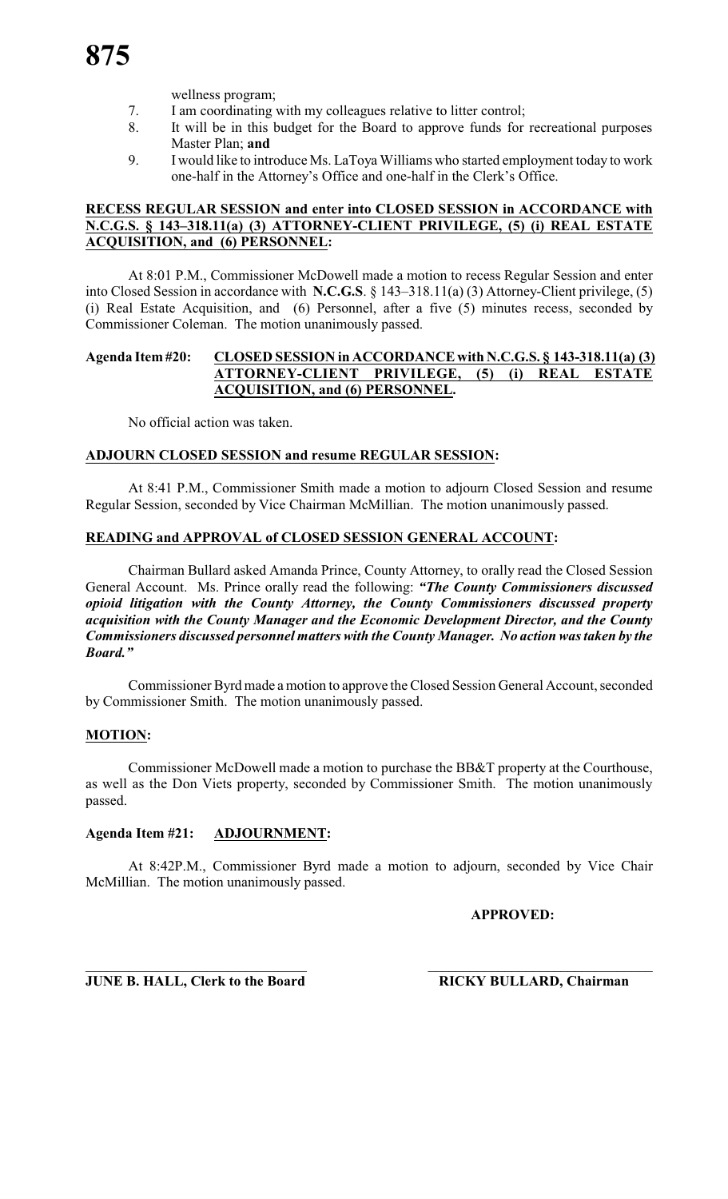wellness program;

7. I am coordinating with my colleagues relative to litter control;
8. It will be in this budget for the Board to approve funds for recreational purposes Master Plan; **and**
9. I would like to introduce Ms. LaToya Williams who started employment today to work one-half in the Attorney's Office and one-half in the Clerk's Office.

**RECESS REGULAR SESSION and enter into CLOSED SESSION in ACCORDANCE with N.C.G.S. § 143–318.11(a) (3) ATTORNEY-CLIENT PRIVILEGE, (5) (i) REAL ESTATE ACQUISITION, and (6) PERSONNEL:**

At 8:01 P.M., Commissioner McDowell made a motion to recess Regular Session and enter into Closed Session in accordance with **N.C.G.S**. § 143–318.11(a) (3) Attorney-Client privilege, (5) (i) Real Estate Acquisition, and (6) Personnel, after a five (5) minutes recess, seconded by Commissioner Coleman. The motion unanimously passed.

**Agenda Item #20: CLOSED SESSION in ACCORDANCE with N.C.G.S. § 143-318.11(a) (3) ATTORNEY-CLIENT PRIVILEGE, (5) (i) REAL ESTATE ACQUISITION, and (6) PERSONNEL.**

No official action was taken.

**ADJOURN CLOSED SESSION and resume REGULAR SESSION:**

At 8:41 P.M., Commissioner Smith made a motion to adjourn Closed Session and resume Regular Session, seconded by Vice Chairman McMillian. The motion unanimously passed.

**READING and APPROVAL of CLOSED SESSION GENERAL ACCOUNT:**

Chairman Bullard asked Amanda Prince, County Attorney, to orally read the Closed Session General Account. Ms. Prince orally read the following: ***"The County Commissioners discussed opioid litigation with the County Attorney, the County Commissioners discussed property acquisition with the County Manager and the Economic Development Director, and the County Commissioners discussed personnel matters with the County Manager. No action was taken by the Board."***

Commissioner Byrd made a motion to approve the Closed Session General Account, seconded by Commissioner Smith. The motion unanimously passed.

**MOTION:**

Commissioner McDowell made a motion to purchase the BB&T property at the Courthouse, as well as the Don Viets property, seconded by Commissioner Smith. The motion unanimously passed.

**Agenda Item #21: ADJOURNMENT:**

At 8:42P.M., Commissioner Byrd made a motion to adjourn, seconded by Vice Chair McMillian. The motion unanimously passed.

**APPROVED:**

**JUNE B. HALL, Clerk to the Board** 

**RICKY BULLARD, Chairman**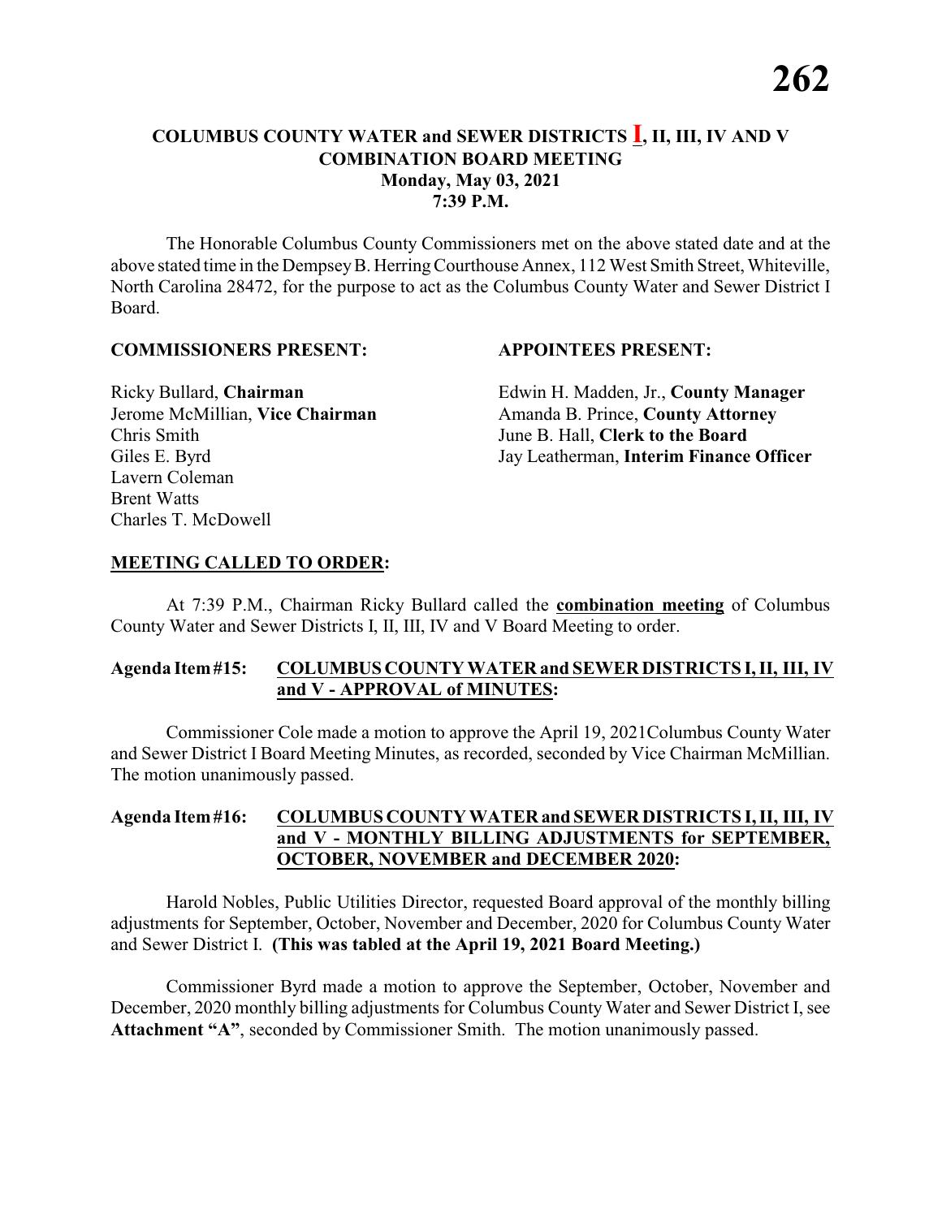## COLUMBUS COUNTY WATER and SEWER DISTRICTS I, II, III, IV AND V COMBINATION BOARD MEETING
**Monday, May 03, 2021**
**7:39 P.M.**

The Honorable Columbus County Commissioners met on the above stated date and at the above stated time in the Dempsey B. Herring Courthouse Annex, 112 West Smith Street, Whiteville, North Carolina 28472, for the purpose to act as the Columbus County Water and Sewer District I Board.

**COMMISSIONERS PRESENT:**

Ricky Bullard, **Chairman**
Jerome McMillian, **Vice Chairman**
Chris Smith
Giles E. Byrd
Lavern Coleman
Brent Watts
Charles T. McDowell

**APPOINTEES PRESENT:**

Edwin H. Madden, Jr., **County Manager**
Amanda B. Prince, **County Attorney**
June B. Hall, **Clerk to the Board**
Jay Leatherman, **Interim Finance Officer**

**MEETING CALLED TO ORDER:**

At 7:39 P.M., Chairman Ricky Bullard called the **combination meeting** of Columbus County Water and Sewer Districts I, II, III, IV and V Board Meeting to order.

**Agenda Item #15: COLUMBUS COUNTY WATER and SEWER DISTRICTS I, II, III, IV and V - APPROVAL of MINUTES:**

Commissioner Cole made a motion to approve the April 19, 2021Columbus County Water and Sewer District I Board Meeting Minutes, as recorded, seconded by Vice Chairman McMillian. The motion unanimously passed.

**Agenda Item #16: COLUMBUS COUNTY WATER and SEWER DISTRICTS I, II, III, IV and V - MONTHLY BILLING ADJUSTMENTS for SEPTEMBER, OCTOBER, NOVEMBER and DECEMBER 2020:**

Harold Nobles, Public Utilities Director, requested Board approval of the monthly billing adjustments for September, October, November and December, 2020 for Columbus County Water and Sewer District I. **(This was tabled at the April 19, 2021 Board Meeting.)**

Commissioner Byrd made a motion to approve the September, October, November and December, 2020 monthly billing adjustments for Columbus County Water and Sewer District I, see **Attachment "A"**, seconded by Commissioner Smith. The motion unanimously passed.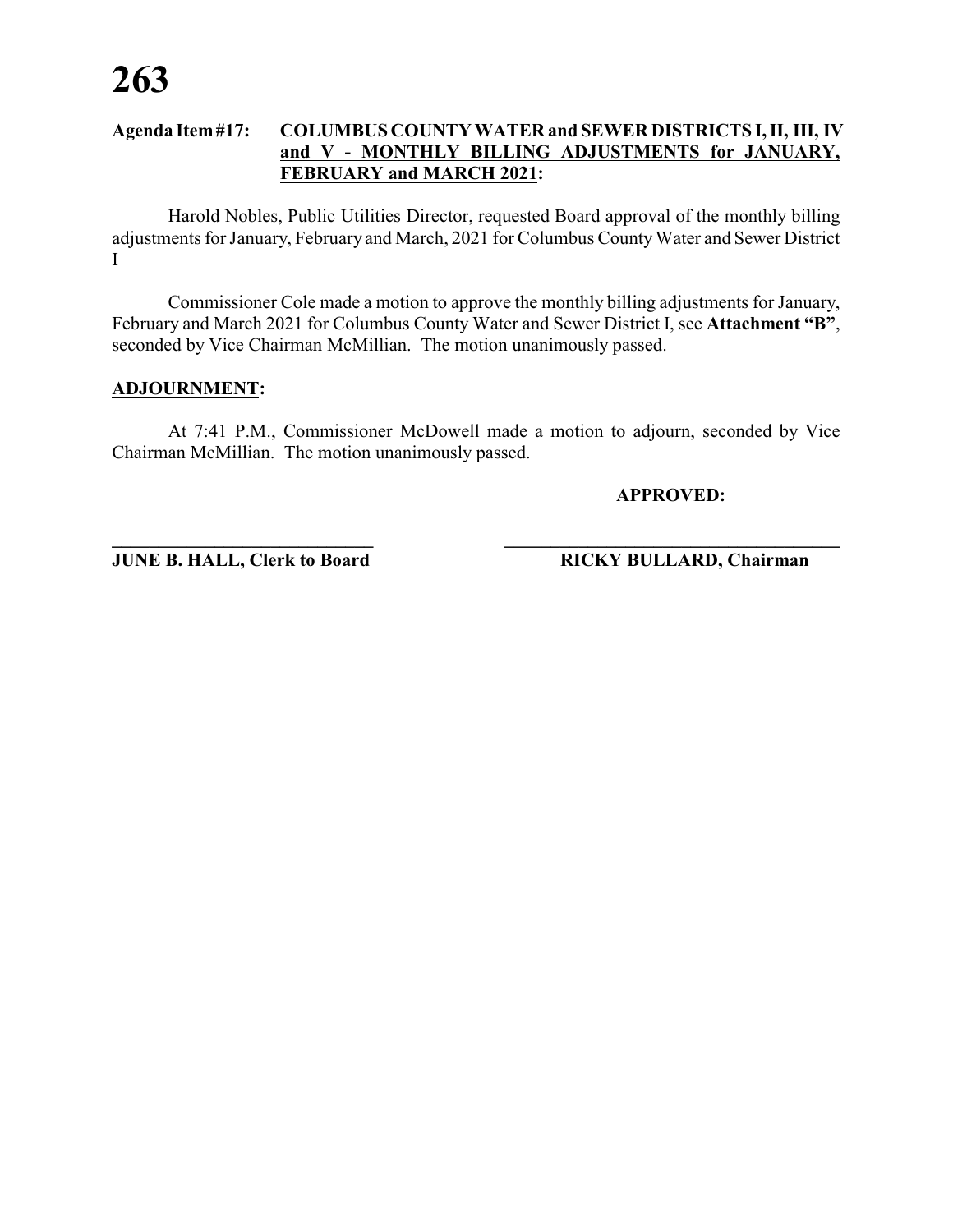**Agenda Item #17: <u>COLUMBUS COUNTY WATER and SEWER DISTRICTS I, II, III, IV and V - MONTHLY BILLING ADJUSTMENTS for JANUARY, FEBRUARY and MARCH 2021</u>:**

Harold Nobles, Public Utilities Director, requested Board approval of the monthly billing adjustments for January, February and March, 2021 for Columbus County Water and Sewer District I

Commissioner Cole made a motion to approve the monthly billing adjustments for January, February and March 2021 for Columbus County Water and Sewer District I, see **Attachment "B"**, seconded by Vice Chairman McMillian. The motion unanimously passed.

**<u>ADJOURNMENT</u>:**

At 7:41 P.M., Commissioner McDowell made a motion to adjourn, seconded by Vice Chairman McMillian. The motion unanimously passed.

**APPROVED:**

| ______________________________ | ______________________________________ |
|---|---|
| **JUNE B. HALL, Clerk to Board** | **RICKY BULLARD, Chairman** |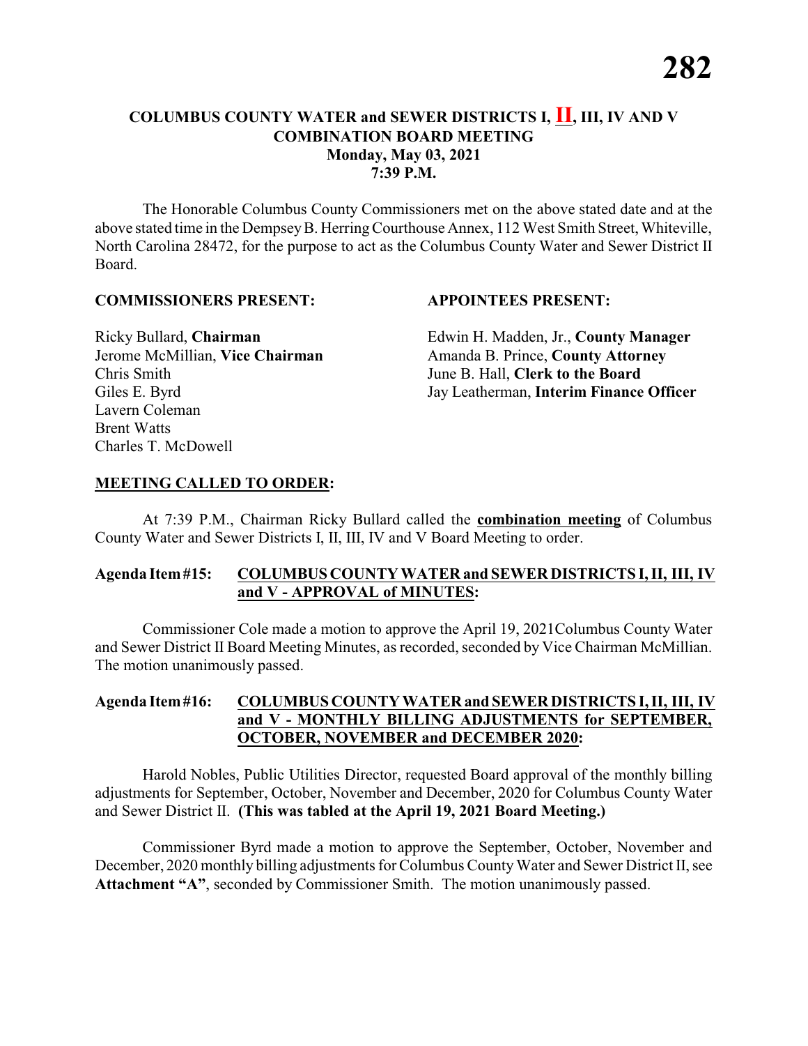# COLUMBUS COUNTY WATER and SEWER DISTRICTS I, II, III, IV AND V COMBINATION BOARD MEETING

**Monday, May 03, 2021**
**7:39 P.M.**

The Honorable Columbus County Commissioners met on the above stated date and at the above stated time in the Dempsey B. Herring Courthouse Annex, 112 West Smith Street, Whiteville, North Carolina 28472, for the purpose to act as the Columbus County Water and Sewer District II Board.

**COMMISSIONERS PRESENT:**

Ricky Bullard, **Chairman**
Jerome McMillian, **Vice Chairman**
Chris Smith
Giles E. Byrd
Lavern Coleman
Brent Watts
Charles T. McDowell

**APPOINTEES PRESENT:**

Edwin H. Madden, Jr., **County Manager**
Amanda B. Prince, **County Attorney**
June B. Hall, **Clerk to the Board**
Jay Leatherman, **Interim Finance Officer**

**MEETING CALLED TO ORDER:**

At 7:39 P.M., Chairman Ricky Bullard called the **combination meeting** of Columbus County Water and Sewer Districts I, II, III, IV and V Board Meeting to order.

**Agenda Item #15: COLUMBUS COUNTY WATER and SEWER DISTRICTS I, II, III, IV and V - APPROVAL of MINUTES:**

Commissioner Cole made a motion to approve the April 19, 2021Columbus County Water and Sewer District II Board Meeting Minutes, as recorded, seconded by Vice Chairman McMillian. The motion unanimously passed.

**Agenda Item #16: COLUMBUS COUNTY WATER and SEWER DISTRICTS I, II, III, IV and V - MONTHLY BILLING ADJUSTMENTS for SEPTEMBER, OCTOBER, NOVEMBER and DECEMBER 2020:**

Harold Nobles, Public Utilities Director, requested Board approval of the monthly billing adjustments for September, October, November and December, 2020 for Columbus County Water and Sewer District II. **(This was tabled at the April 19, 2021 Board Meeting.)**

Commissioner Byrd made a motion to approve the September, October, November and December, 2020 monthly billing adjustments for Columbus County Water and Sewer District II, see **Attachment "A"**, seconded by Commissioner Smith. The motion unanimously passed.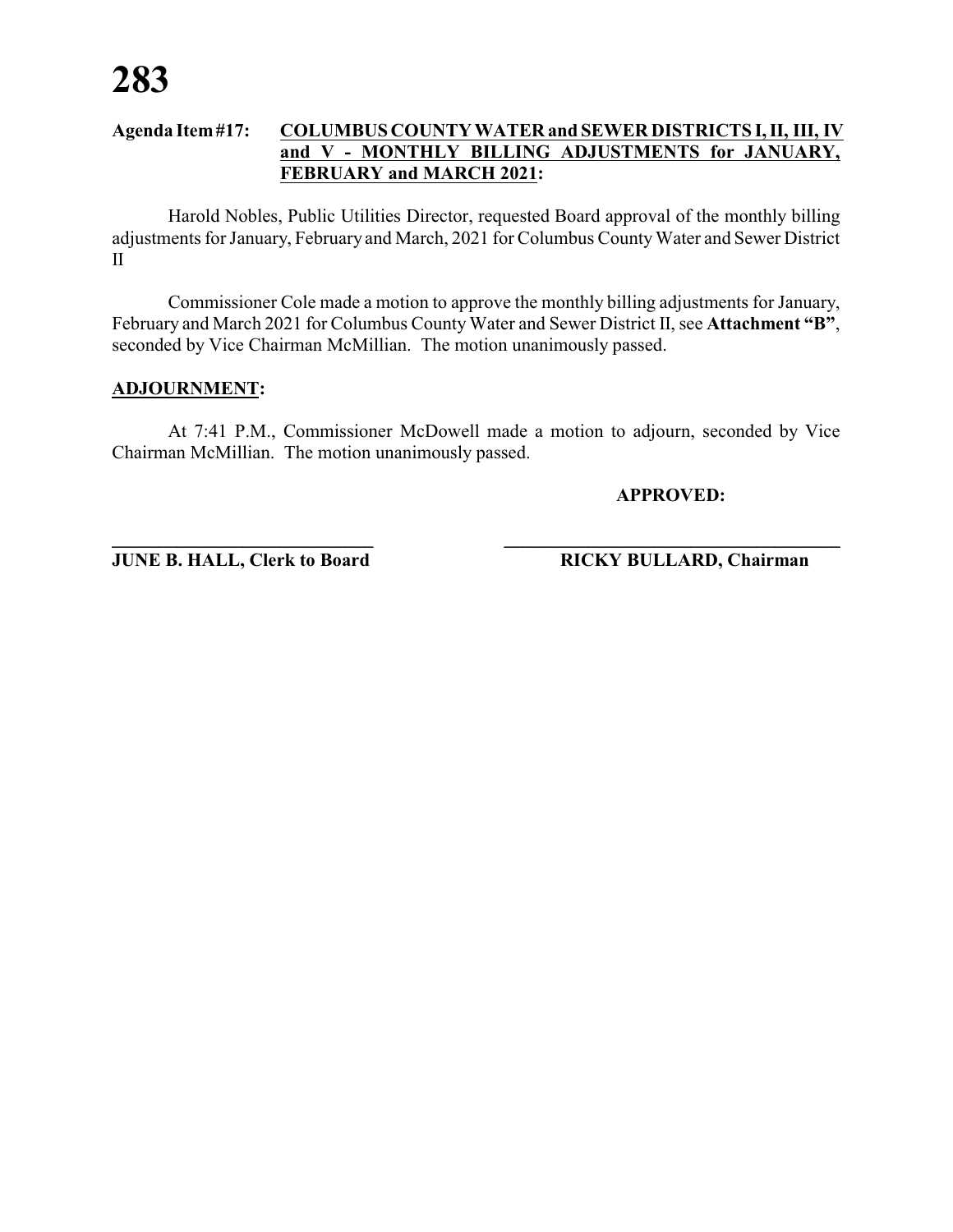**Agenda Item #17: <u>COLUMBUS COUNTY WATER and SEWER DISTRICTS I, II, III, IV and V - MONTHLY BILLING ADJUSTMENTS for JANUARY, FEBRUARY and MARCH 2021</u>:**

Harold Nobles, Public Utilities Director, requested Board approval of the monthly billing adjustments for January, February and March, 2021 for Columbus County Water and Sewer District II

Commissioner Cole made a motion to approve the monthly billing adjustments for January, February and March 2021 for Columbus County Water and Sewer District II, see **Attachment "B"**, seconded by Vice Chairman McMillian. The motion unanimously passed.

**<u>ADJOURNMENT</u>:**

At 7:41 P.M., Commissioner McDowell made a motion to adjourn, seconded by Vice Chairman McMillian. The motion unanimously passed.

**APPROVED:**

\_\_\_\_\_\_\_\_\_\_\_\_\_\_\_\_\_\_\_\_\_\_\_\_\_\_\_\_\_\_ \_\_\_\_\_\_\_\_\_\_\_\_\_\_\_\_\_\_\_\_\_\_\_\_\_\_\_\_\_\_\_\_\_\_\_\_\_\_\_\_

**JUNE B. HALL, Clerk to Board** **RICKY BULLARD, Chairman**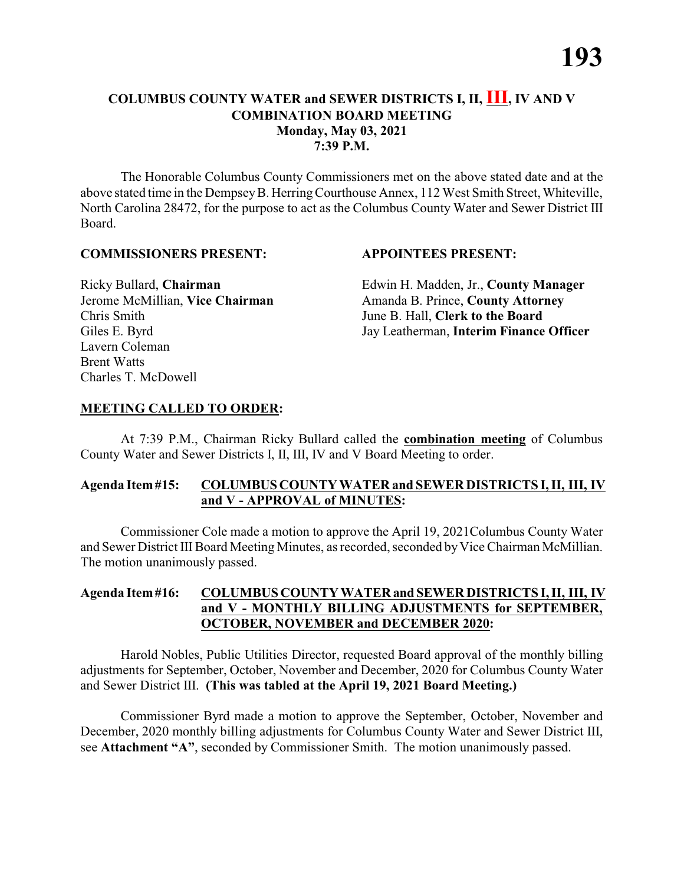## COLUMBUS COUNTY WATER and SEWER DISTRICTS I, II, III, IV AND V COMBINATION BOARD MEETING
**Monday, May 03, 2021**
**7:39 P.M.**

The Honorable Columbus County Commissioners met on the above stated date and at the above stated time in the Dempsey B. Herring Courthouse Annex, 112 West Smith Street, Whiteville, North Carolina 28472, for the purpose to act as the Columbus County Water and Sewer District III Board.

**COMMISSIONERS PRESENT:**

Ricky Bullard, **Chairman**
Jerome McMillian, **Vice Chairman**
Chris Smith
Giles E. Byrd
Lavern Coleman
Brent Watts
Charles T. McDowell

**APPOINTEES PRESENT:**

Edwin H. Madden, Jr., **County Manager**
Amanda B. Prince, **County Attorney**
June B. Hall, **Clerk to the Board**
Jay Leatherman, **Interim Finance Officer**

**MEETING CALLED TO ORDER:**

At 7:39 P.M., Chairman Ricky Bullard called the **combination meeting** of Columbus County Water and Sewer Districts I, II, III, IV and V Board Meeting to order.

**Agenda Item #15: COLUMBUS COUNTY WATER and SEWER DISTRICTS I, II, III, IV and V - APPROVAL of MINUTES:**

Commissioner Cole made a motion to approve the April 19, 2021Columbus County Water and Sewer District III Board Meeting Minutes, as recorded, seconded by Vice Chairman McMillian. The motion unanimously passed.

**Agenda Item #16: COLUMBUS COUNTY WATER and SEWER DISTRICTS I, II, III, IV and V - MONTHLY BILLING ADJUSTMENTS for SEPTEMBER, OCTOBER, NOVEMBER and DECEMBER 2020:**

Harold Nobles, Public Utilities Director, requested Board approval of the monthly billing adjustments for September, October, November and December, 2020 for Columbus County Water and Sewer District III. **(This was tabled at the April 19, 2021 Board Meeting.)**

Commissioner Byrd made a motion to approve the September, October, November and December, 2020 monthly billing adjustments for Columbus County Water and Sewer District III, see **Attachment "A"**, seconded by Commissioner Smith. The motion unanimously passed.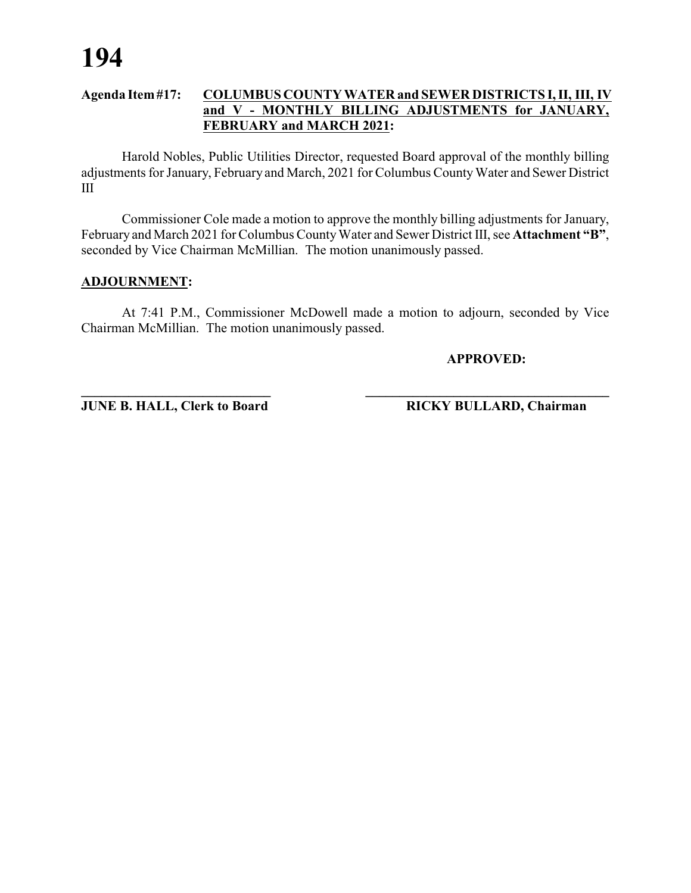**Agenda Item #17: COLUMBUS COUNTY WATER and SEWER DISTRICTS I, II, III, IV and V - MONTHLY BILLING ADJUSTMENTS for JANUARY, FEBRUARY and MARCH 2021:**

Harold Nobles, Public Utilities Director, requested Board approval of the monthly billing adjustments for January, February and March, 2021 for Columbus County Water and Sewer District III

Commissioner Cole made a motion to approve the monthly billing adjustments for January, February and March 2021 for Columbus County Water and Sewer District III, see **Attachment "B"**, seconded by Vice Chairman McMillian. The motion unanimously passed.

**ADJOURNMENT:**

At 7:41 P.M., Commissioner McDowell made a motion to adjourn, seconded by Vice Chairman McMillian. The motion unanimously passed.

**APPROVED:**

**\_\_\_\_\_\_\_\_\_\_\_\_\_\_\_\_\_\_\_\_\_\_\_\_\_\_\_\_\_\_\_\_\_\_\_\_**
**JUNE B. HALL, Clerk to Board**

**\_\_\_\_\_\_\_\_\_\_\_\_\_\_\_\_\_\_\_\_\_\_\_\_\_\_\_\_\_\_\_\_\_\_\_\_\_\_\_\_\_\_\_\_\_\_\_\_\_**
**RICKY BULLARD, Chairman**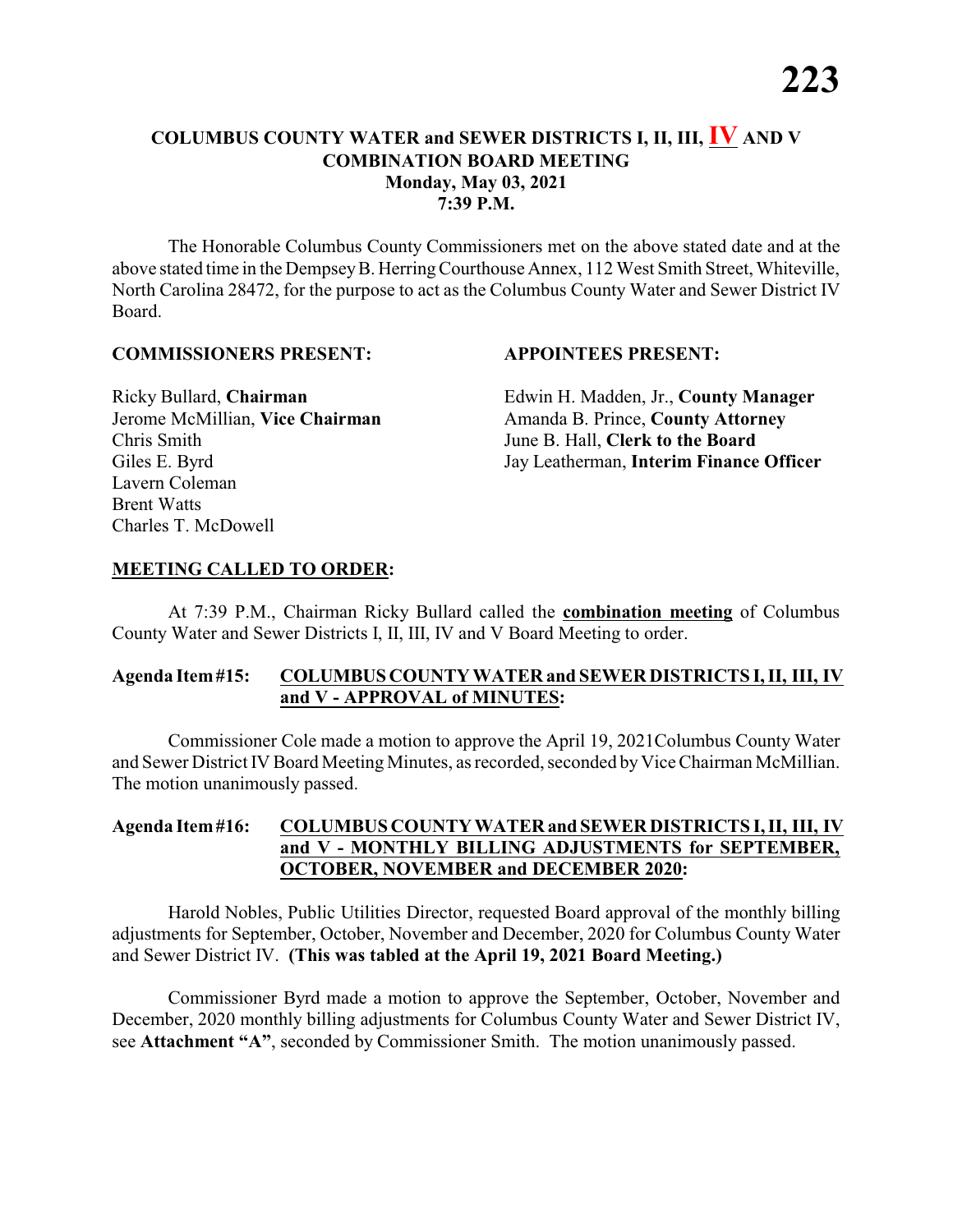# COLUMBUS COUNTY WATER and SEWER DISTRICTS I, II, III, IV AND V COMBINATION BOARD MEETING

**Monday, May 03, 2021**
**7:39 P.M.**

The Honorable Columbus County Commissioners met on the above stated date and at the above stated time in the Dempsey B. Herring Courthouse Annex, 112 West Smith Street, Whiteville, North Carolina 28472, for the purpose to act as the Columbus County Water and Sewer District IV Board.

**COMMISSIONERS PRESENT:**

Ricky Bullard, **Chairman**
Jerome McMillian, **Vice Chairman**
Chris Smith
Giles E. Byrd
Lavern Coleman
Brent Watts
Charles T. McDowell

**APPOINTEES PRESENT:**

Edwin H. Madden, Jr., **County Manager**
Amanda B. Prince, **County Attorney**
June B. Hall, **Clerk to the Board**
Jay Leatherman, **Interim Finance Officer**

## MEETING CALLED TO ORDER:

At 7:39 P.M., Chairman Ricky Bullard called the **combination meeting** of Columbus County Water and Sewer Districts I, II, III, IV and V Board Meeting to order.

## Agenda Item #15: COLUMBUS COUNTY WATER and SEWER DISTRICTS I, II, III, IV and V - APPROVAL of MINUTES:

Commissioner Cole made a motion to approve the April 19, 2021Columbus County Water and Sewer District IV Board Meeting Minutes, as recorded, seconded by Vice Chairman McMillian. The motion unanimously passed.

## Agenda Item #16: COLUMBUS COUNTY WATER and SEWER DISTRICTS I, II, III, IV and V - MONTHLY BILLING ADJUSTMENTS for SEPTEMBER, OCTOBER, NOVEMBER and DECEMBER 2020:

Harold Nobles, Public Utilities Director, requested Board approval of the monthly billing adjustments for September, October, November and December, 2020 for Columbus County Water and Sewer District IV. **(This was tabled at the April 19, 2021 Board Meeting.)**

Commissioner Byrd made a motion to approve the September, October, November and December, 2020 monthly billing adjustments for Columbus County Water and Sewer District IV, see **Attachment "A"**, seconded by Commissioner Smith. The motion unanimously passed.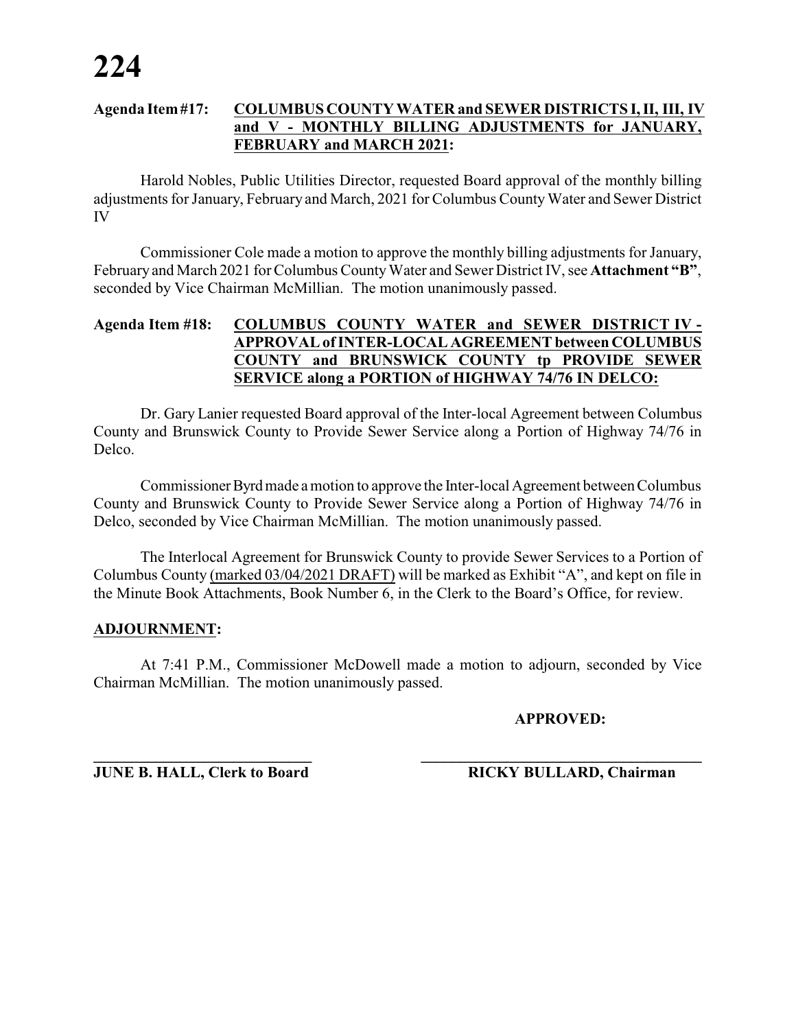**Agenda Item #17: <u>COLUMBUS COUNTY WATER and SEWER DISTRICTS I, II, III, IV and V - MONTHLY BILLING ADJUSTMENTS for JANUARY, FEBRUARY and MARCH 2021</u>:**

Harold Nobles, Public Utilities Director, requested Board approval of the monthly billing adjustments for January, February and March, 2021 for Columbus County Water and Sewer District IV

Commissioner Cole made a motion to approve the monthly billing adjustments for January, February and March 2021 for Columbus County Water and Sewer District IV, see **Attachment "B"**, seconded by Vice Chairman McMillian. The motion unanimously passed.

**Agenda Item #18: <u>COLUMBUS COUNTY WATER and SEWER DISTRICT IV - APPROVAL of INTER-LOCAL AGREEMENT between COLUMBUS COUNTY and BRUNSWICK COUNTY tp PROVIDE SEWER SERVICE along a PORTION of HIGHWAY 74/76 IN DELCO:</u>**

Dr. Gary Lanier requested Board approval of the Inter-local Agreement between Columbus County and Brunswick County to Provide Sewer Service along a Portion of Highway 74/76 in Delco.

Commissioner Byrd made a motion to approve the Inter-local Agreement between Columbus County and Brunswick County to Provide Sewer Service along a Portion of Highway 74/76 in Delco, seconded by Vice Chairman McMillian. The motion unanimously passed.

The Interlocal Agreement for Brunswick County to provide Sewer Services to a Portion of Columbus County <u>(marked 03/04/2021 DRAFT)</u> will be marked as Exhibit "A", and kept on file in the Minute Book Attachments, Book Number 6, in the Clerk to the Board's Office, for review.

**<u>ADJOURNMENT</u>:**

At 7:41 P.M., Commissioner McDowell made a motion to adjourn, seconded by Vice Chairman McMillian. The motion unanimously passed.

**APPROVED:**

\_\_\_\_\_\_\_\_\_\_\_\_\_\_\_\_\_\_\_\_\_\_\_\_\_\_\_\_ \_\_\_\_\_\_\_\_\_\_\_\_\_\_\_\_\_\_\_\_\_\_\_\_\_\_\_\_\_\_\_\_\_\_

**JUNE B. HALL, Clerk to Board** **RICKY BULLARD, Chairman**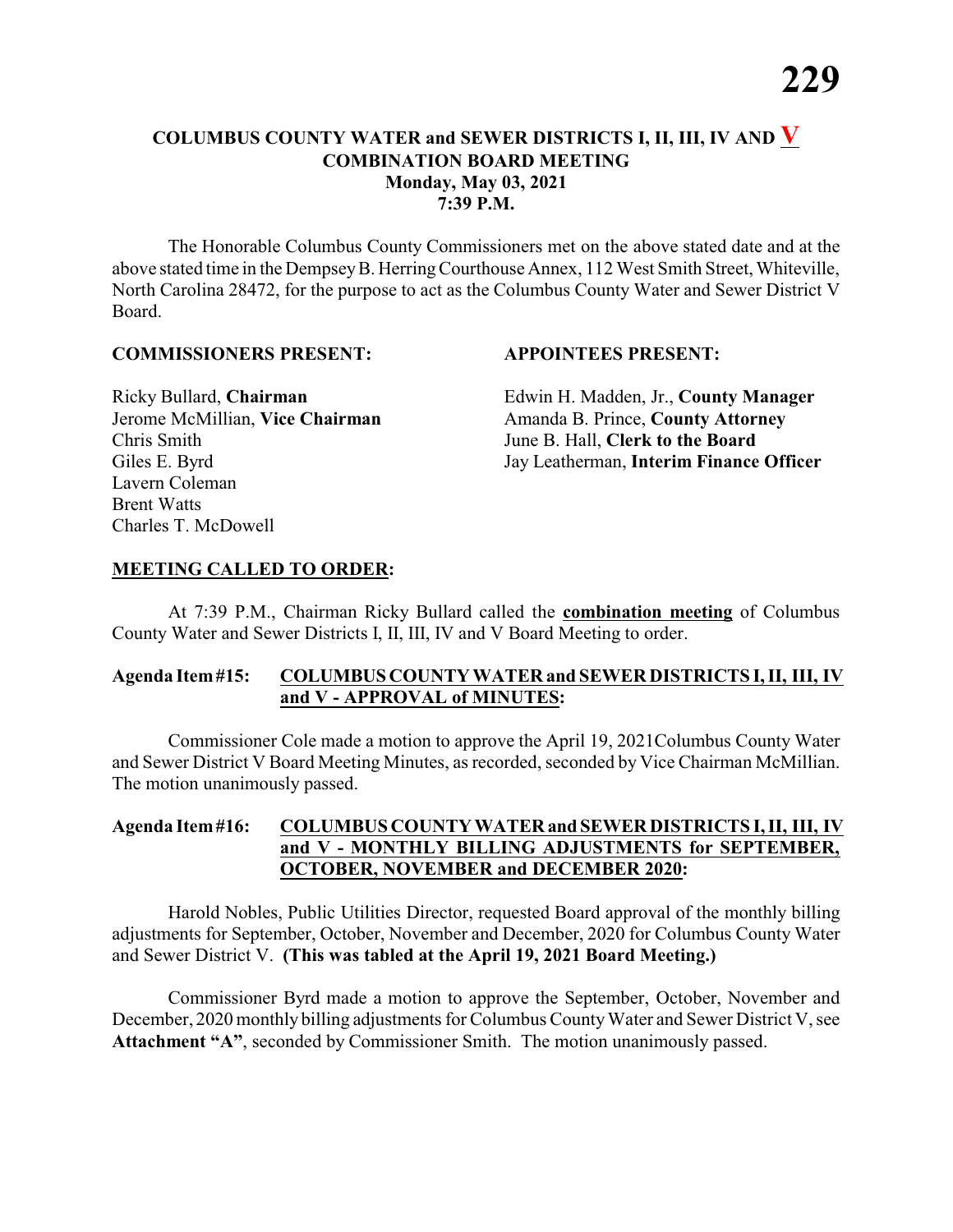# COLUMBUS COUNTY WATER and SEWER DISTRICTS I, II, III, IV AND V
## COMBINATION BOARD MEETING
### Monday, May 03, 2021
### 7:39 P.M.

The Honorable Columbus County Commissioners met on the above stated date and at the above stated time in the Dempsey B. Herring Courthouse Annex, 112 West Smith Street, Whiteville, North Carolina 28472, for the purpose to act as the Columbus County Water and Sewer District V Board.

**COMMISSIONERS PRESENT:**

Ricky Bullard, **Chairman**
Jerome McMillian, **Vice Chairman**
Chris Smith
Giles E. Byrd
Lavern Coleman
Brent Watts
Charles T. McDowell

**APPOINTEES PRESENT:**

Edwin H. Madden, Jr., **County Manager**
Amanda B. Prince, **County Attorney**
June B. Hall, **Clerk to the Board**
Jay Leatherman, **Interim Finance Officer**

**MEETING CALLED TO ORDER:**

At 7:39 P.M., Chairman Ricky Bullard called the **combination meeting** of Columbus County Water and Sewer Districts I, II, III, IV and V Board Meeting to order.

**Agenda Item #15: COLUMBUS COUNTY WATER and SEWER DISTRICTS I, II, III, IV and V - APPROVAL of MINUTES:**

Commissioner Cole made a motion to approve the April 19, 2021Columbus County Water and Sewer District V Board Meeting Minutes, as recorded, seconded by Vice Chairman McMillian. The motion unanimously passed.

**Agenda Item #16: COLUMBUS COUNTY WATER and SEWER DISTRICTS I, II, III, IV and V - MONTHLY BILLING ADJUSTMENTS for SEPTEMBER, OCTOBER, NOVEMBER and DECEMBER 2020:**

Harold Nobles, Public Utilities Director, requested Board approval of the monthly billing adjustments for September, October, November and December, 2020 for Columbus County Water and Sewer District V. **(This was tabled at the April 19, 2021 Board Meeting.)**

Commissioner Byrd made a motion to approve the September, October, November and December, 2020 monthly billing adjustments for Columbus County Water and Sewer District V, see **Attachment "A"**, seconded by Commissioner Smith. The motion unanimously passed.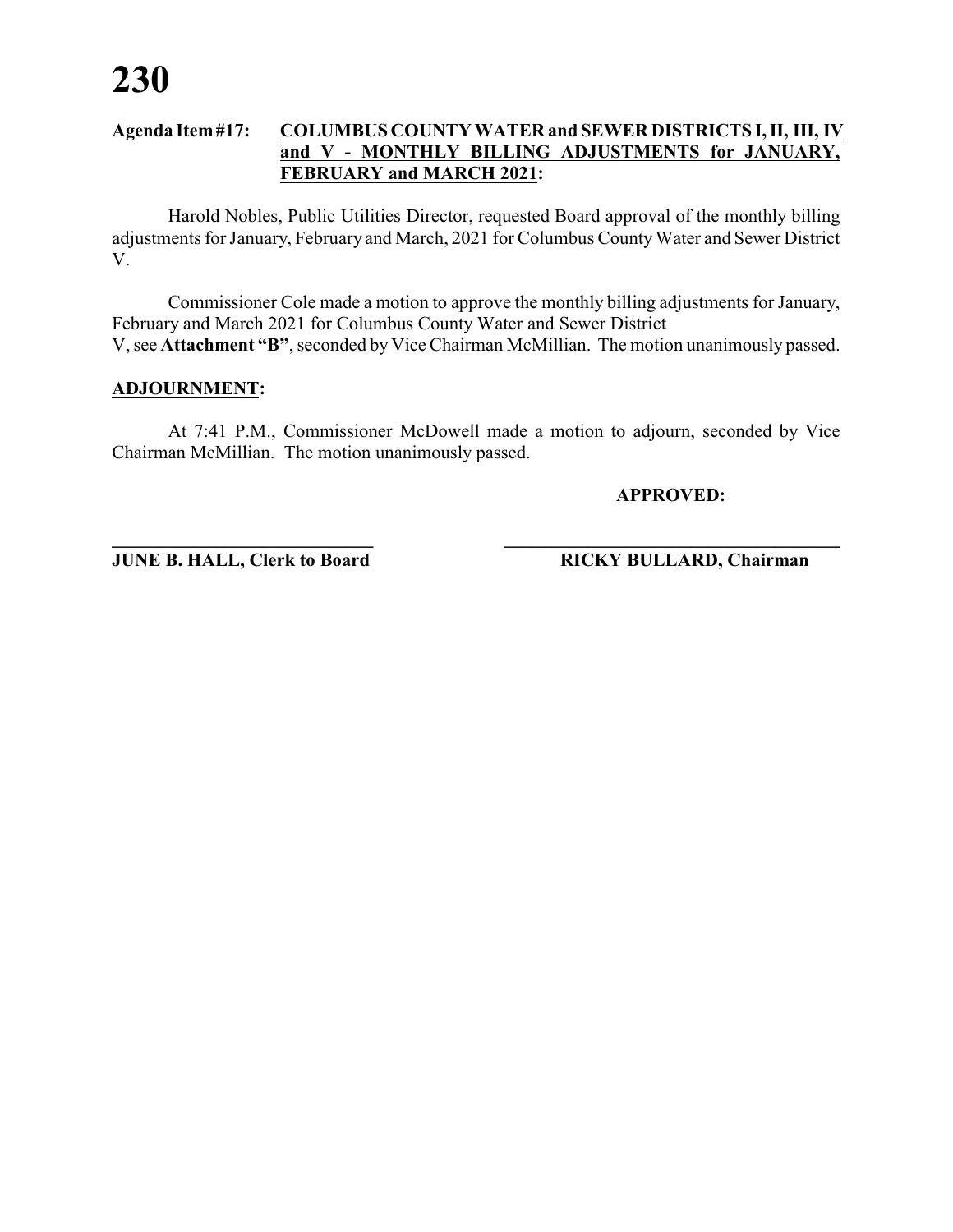**Agenda Item #17: <u>COLUMBUS COUNTY WATER and SEWER DISTRICTS I, II, III, IV and V - MONTHLY BILLING ADJUSTMENTS for JANUARY, FEBRUARY and MARCH 2021</u>:**

Harold Nobles, Public Utilities Director, requested Board approval of the monthly billing adjustments for January, February and March, 2021 for Columbus County Water and Sewer District V.

Commissioner Cole made a motion to approve the monthly billing adjustments for January, February and March 2021 for Columbus County Water and Sewer District V, see **Attachment "B"**, seconded by Vice Chairman McMillian. The motion unanimously passed.

**<u>ADJOURNMENT</u>:**

At 7:41 P.M., Commissioner McDowell made a motion to adjourn, seconded by Vice Chairman McMillian. The motion unanimously passed.

**APPROVED:**

**\_\_\_\_\_\_\_\_\_\_\_\_\_\_\_\_\_\_\_\_\_\_\_\_\_\_\_\_\_\_**
**JUNE B. HALL, Clerk to Board**

**\_\_\_\_\_\_\_\_\_\_\_\_\_\_\_\_\_\_\_\_\_\_\_\_\_\_\_\_\_\_\_\_\_\_\_\_\_\_**
**RICKY BULLARD, Chairman**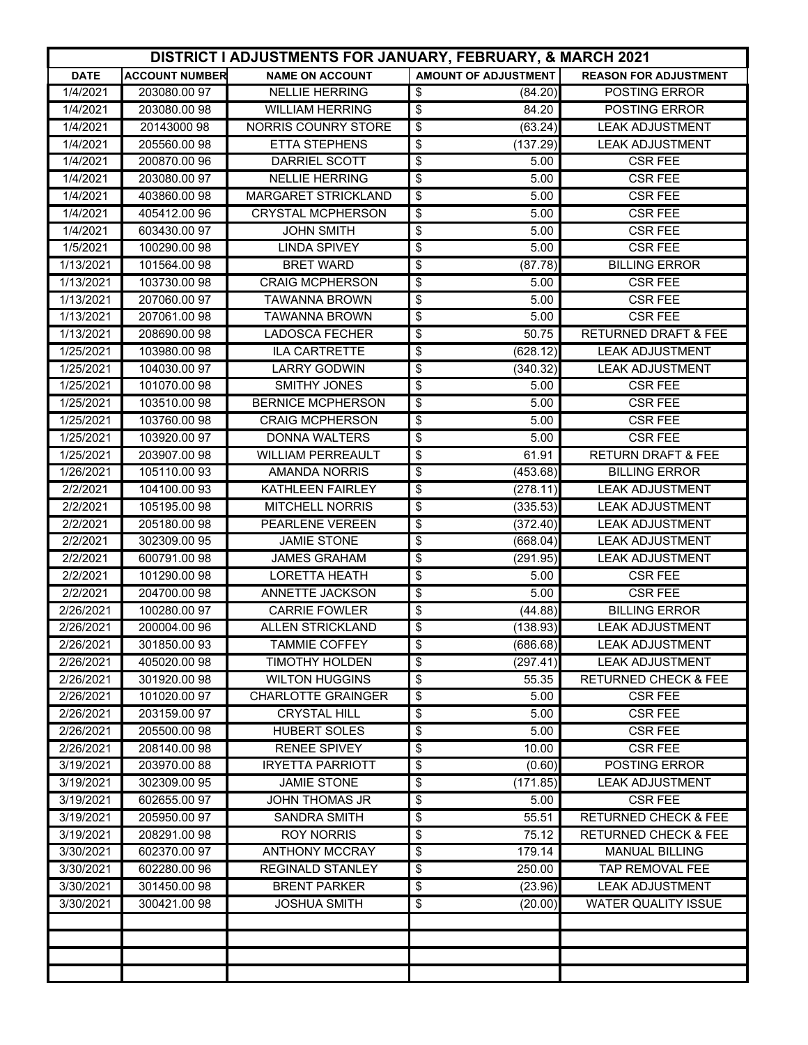| DISTRICT I ADJUSTMENTS FOR JANUARY, FEBRUARY, & MARCH 2021 | | | | |
|---|---|---|---|---|
| DATE | ACCOUNT NUMBER | NAME ON ACCOUNT | AMOUNT OF ADJUSTMENT | REASON FOR ADJUSTMENT |
| 1/4/2021 | 203080.00 97 | NELLIE HERRING | $ (84.20) | POSTING ERROR |
| 1/4/2021 | 203080.00 98 | WILLIAM HERRING | $ 84.20 | POSTING ERROR |
| 1/4/2021 | 20143000 98 | NORRIS COUNRY STORE | $ (63.24) | LEAK ADJUSTMENT |
| 1/4/2021 | 205560.00 98 | ETTA STEPHENS | $ (137.29) | LEAK ADJUSTMENT |
| 1/4/2021 | 200870.00 96 | DARRIEL SCOTT | $ 5.00 | CSR FEE |
| 1/4/2021 | 203080.00 97 | NELLIE HERRING | $ 5.00 | CSR FEE |
| 1/4/2021 | 403860.00 98 | MARGARET STRICKLAND | $ 5.00 | CSR FEE |
| 1/4/2021 | 405412.00 96 | CRYSTAL MCPHERSON | $ 5.00 | CSR FEE |
| 1/4/2021 | 603430.00 97 | JOHN SMITH | $ 5.00 | CSR FEE |
| 1/5/2021 | 100290.00 98 | LINDA SPIVEY | $ 5.00 | CSR FEE |
| 1/13/2021 | 101564.00 98 | BRET WARD | $ (87.78) | BILLING ERROR |
| 1/13/2021 | 103730.00 98 | CRAIG MCPHERSON | $ 5.00 | CSR FEE |
| 1/13/2021 | 207060.00 97 | TAWANNA BROWN | $ 5.00 | CSR FEE |
| 1/13/2021 | 207061.00 98 | TAWANNA BROWN | $ 5.00 | CSR FEE |
| 1/13/2021 | 208690.00 98 | LADOSCA FECHER | $ 50.75 | RETURNED DRAFT & FEE |
| 1/25/2021 | 103980.00 98 | ILA CARTRETTE | $ (628.12) | LEAK ADJUSTMENT |
| 1/25/2021 | 104030.00 97 | LARRY GODWIN | $ (340.32) | LEAK ADJUSTMENT |
| 1/25/2021 | 101070.00 98 | SMITHY JONES | $ 5.00 | CSR FEE |
| 1/25/2021 | 103510.00 98 | BERNICE MCPHERSON | $ 5.00 | CSR FEE |
| 1/25/2021 | 103760.00 98 | CRAIG MCPHERSON | $ 5.00 | CSR FEE |
| 1/25/2021 | 103920.00 97 | DONNA WALTERS | $ 5.00 | CSR FEE |
| 1/25/2021 | 203907.00 98 | WILLIAM PERREAULT | $ 61.91 | RETURN DRAFT & FEE |
| 1/26/2021 | 105110.00 93 | AMANDA NORRIS | $ (453.68) | BILLING ERROR |
| 2/2/2021 | 104100.00 93 | KATHLEEN FAIRLEY | $ (278.11) | LEAK ADJUSTMENT |
| 2/2/2021 | 105195.00 98 | MITCHELL NORRIS | $ (335.53) | LEAK ADJUSTMENT |
| 2/2/2021 | 205180.00 98 | PEARLENE VEREEN | $ (372.40) | LEAK ADJUSTMENT |
| 2/2/2021 | 302309.00 95 | JAMIE STONE | $ (668.04) | LEAK ADJUSTMENT |
| 2/2/2021 | 600791.00 98 | JAMES GRAHAM | $ (291.95) | LEAK ADJUSTMENT |
| 2/2/2021 | 101290.00 98 | LORETTA HEATH | $ 5.00 | CSR FEE |
| 2/2/2021 | 204700.00 98 | ANNETTE JACKSON | $ 5.00 | CSR FEE |
| 2/26/2021 | 100280.00 97 | CARRIE FOWLER | $ (44.88) | BILLING ERROR |
| 2/26/2021 | 200004.00 96 | ALLEN STRICKLAND | $ (138.93) | LEAK ADJUSTMENT |
| 2/26/2021 | 301850.00 93 | TAMMIE COFFEY | $ (686.68) | LEAK ADJUSTMENT |
| 2/26/2021 | 405020.00 98 | TIMOTHY HOLDEN | $ (297.41) | LEAK ADJUSTMENT |
| 2/26/2021 | 301920.00 98 | WILTON HUGGINS | $ 55.35 | RETURNED CHECK & FEE |
| 2/26/2021 | 101020.00 97 | CHARLOTTE GRAINGER | $ 5.00 | CSR FEE |
| 2/26/2021 | 203159.00 97 | CRYSTAL HILL | $ 5.00 | CSR FEE |
| 2/26/2021 | 205500.00 98 | HUBERT SOLES | $ 5.00 | CSR FEE |
| 2/26/2021 | 208140.00 98 | RENEE SPIVEY | $ 10.00 | CSR FEE |
| 3/19/2021 | 203970.00 88 | IRYETTA PARRIOTT | $ (0.60) | POSTING ERROR |
| 3/19/2021 | 302309.00 95 | JAMIE STONE | $ (171.85) | LEAK ADJUSTMENT |
| 3/19/2021 | 602655.00 97 | JOHN THOMAS JR | $ 5.00 | CSR FEE |
| 3/19/2021 | 205950.00 97 | SANDRA SMITH | $ 55.51 | RETURNED CHECK & FEE |
| 3/19/2021 | 208291.00 98 | ROY NORRIS | $ 75.12 | RETURNED CHECK & FEE |
| 3/30/2021 | 602370.00 97 | ANTHONY MCCRAY | $ 179.14 | MANUAL BILLING |
| 3/30/2021 | 602280.00 96 | REGINALD STANLEY | $ 250.00 | TAP REMOVAL FEE |
| 3/30/2021 | 301450.00 98 | BRENT PARKER | $ (23.96) | LEAK ADJUSTMENT |
| 3/30/2021 | 300421.00 98 | JOSHUA SMITH | $ (20.00) | WATER QUALITY ISSUE |
| | | | | |
| | | | | |
| | | | | |
| | | | | |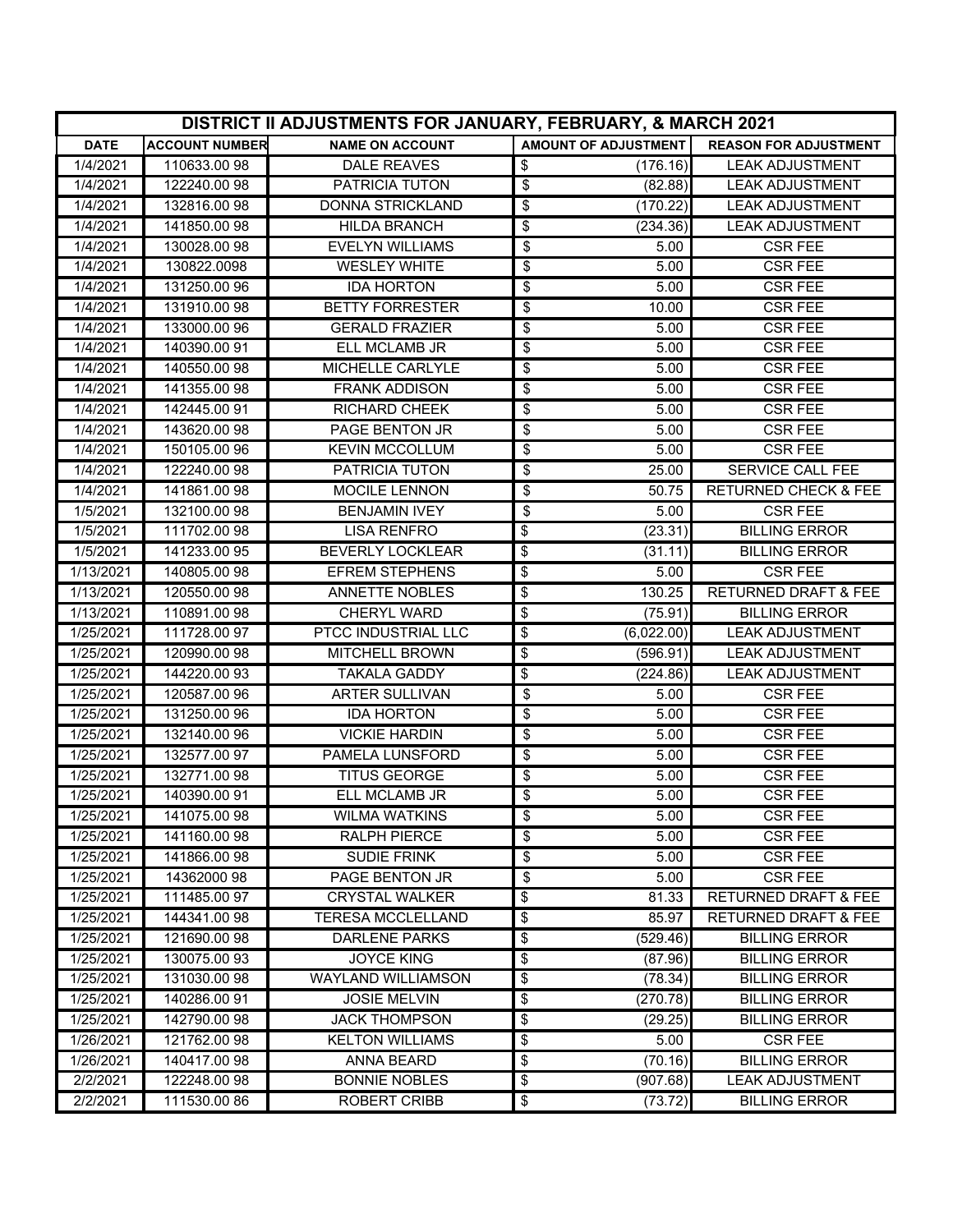| DISTRICT II ADJUSTMENTS FOR JANUARY, FEBRUARY, & MARCH 2021 | | | | |
|---|---|---|---|---|
| **DATE** | **ACCOUNT NUMBER** | **NAME ON ACCOUNT** | **AMOUNT OF ADJUSTMENT** | **REASON FOR ADJUSTMENT** |
| 1/4/2021 | 110633.00 98 | DALE REAVES | $ (176.16) | LEAK ADJUSTMENT |
| 1/4/2021 | 122240.00 98 | PATRICIA TUTON | $ (82.88) | LEAK ADJUSTMENT |
| 1/4/2021 | 132816.00 98 | DONNA STRICKLAND | $ (170.22) | LEAK ADJUSTMENT |
| 1/4/2021 | 141850.00 98 | HILDA BRANCH | $ (234.36) | LEAK ADJUSTMENT |
| 1/4/2021 | 130028.00 98 | EVELYN WILLIAMS | $ 5.00 | CSR FEE |
| 1/4/2021 | 130822.0098 | WESLEY WHITE | $ 5.00 | CSR FEE |
| 1/4/2021 | 131250.00 96 | IDA HORTON | $ 5.00 | CSR FEE |
| 1/4/2021 | 131910.00 98 | BETTY FORRESTER | $ 10.00 | CSR FEE |
| 1/4/2021 | 133000.00 96 | GERALD FRAZIER | $ 5.00 | CSR FEE |
| 1/4/2021 | 140390.00 91 | ELL MCLAMB JR | $ 5.00 | CSR FEE |
| 1/4/2021 | 140550.00 98 | MICHELLE CARLYLE | $ 5.00 | CSR FEE |
| 1/4/2021 | 141355.00 98 | FRANK ADDISON | $ 5.00 | CSR FEE |
| 1/4/2021 | 142445.00 91 | RICHARD CHEEK | $ 5.00 | CSR FEE |
| 1/4/2021 | 143620.00 98 | PAGE BENTON JR | $ 5.00 | CSR FEE |
| 1/4/2021 | 150105.00 96 | KEVIN MCCOLLUM | $ 5.00 | CSR FEE |
| 1/4/2021 | 122240.00 98 | PATRICIA TUTON | $ 25.00 | SERVICE CALL FEE |
| 1/4/2021 | 141861.00 98 | MOCILE LENNON | $ 50.75 | RETURNED CHECK & FEE |
| 1/5/2021 | 132100.00 98 | BENJAMIN IVEY | $ 5.00 | CSR FEE |
| 1/5/2021 | 111702.00 98 | LISA RENFRO | $ (23.31) | BILLING ERROR |
| 1/5/2021 | 141233.00 95 | BEVERLY LOCKLEAR | $ (31.11) | BILLING ERROR |
| 1/13/2021 | 140805.00 98 | EFREM STEPHENS | $ 5.00 | CSR FEE |
| 1/13/2021 | 120550.00 98 | ANNETTE NOBLES | $ 130.25 | RETURNED DRAFT & FEE |
| 1/13/2021 | 110891.00 98 | CHERYL WARD | $ (75.91) | BILLING ERROR |
| 1/25/2021 | 111728.00 97 | PTCC INDUSTRIAL LLC | $ (6,022.00) | LEAK ADJUSTMENT |
| 1/25/2021 | 120990.00 98 | MITCHELL BROWN | $ (596.91) | LEAK ADJUSTMENT |
| 1/25/2021 | 144220.00 93 | TAKALA GADDY | $ (224.86) | LEAK ADJUSTMENT |
| 1/25/2021 | 120587.00 96 | ARTER SULLIVAN | $ 5.00 | CSR FEE |
| 1/25/2021 | 131250.00 96 | IDA HORTON | $ 5.00 | CSR FEE |
| 1/25/2021 | 132140.00 96 | VICKIE HARDIN | $ 5.00 | CSR FEE |
| 1/25/2021 | 132577.00 97 | PAMELA LUNSFORD | $ 5.00 | CSR FEE |
| 1/25/2021 | 132771.00 98 | TITUS GEORGE | $ 5.00 | CSR FEE |
| 1/25/2021 | 140390.00 91 | ELL MCLAMB JR | $ 5.00 | CSR FEE |
| 1/25/2021 | 141075.00 98 | WILMA WATKINS | $ 5.00 | CSR FEE |
| 1/25/2021 | 141160.00 98 | RALPH PIERCE | $ 5.00 | CSR FEE |
| 1/25/2021 | 141866.00 98 | SUDIE FRINK | $ 5.00 | CSR FEE |
| 1/25/2021 | 14362000 98 | PAGE BENTON JR | $ 5.00 | CSR FEE |
| 1/25/2021 | 111485.00 97 | CRYSTAL WALKER | $ 81.33 | RETURNED DRAFT & FEE |
| 1/25/2021 | 144341.00 98 | TERESA MCCLELLAND | $ 85.97 | RETURNED DRAFT & FEE |
| 1/25/2021 | 121690.00 98 | DARLENE PARKS | $ (529.46) | BILLING ERROR |
| 1/25/2021 | 130075.00 93 | JOYCE KING | $ (87.96) | BILLING ERROR |
| 1/25/2021 | 131030.00 98 | WAYLAND WILLIAMSON | $ (78.34) | BILLING ERROR |
| 1/25/2021 | 140286.00 91 | JOSIE MELVIN | $ (270.78) | BILLING ERROR |
| 1/25/2021 | 142790.00 98 | JACK THOMPSON | $ (29.25) | BILLING ERROR |
| 1/26/2021 | 121762.00 98 | KELTON WILLIAMS | $ 5.00 | CSR FEE |
| 1/26/2021 | 140417.00 98 | ANNA BEARD | $ (70.16) | BILLING ERROR |
| 2/2/2021 | 122248.00 98 | BONNIE NOBLES | $ (907.68) | LEAK ADJUSTMENT |
| 2/2/2021 | 111530.00 86 | ROBERT CRIBB | $ (73.72) | BILLING ERROR |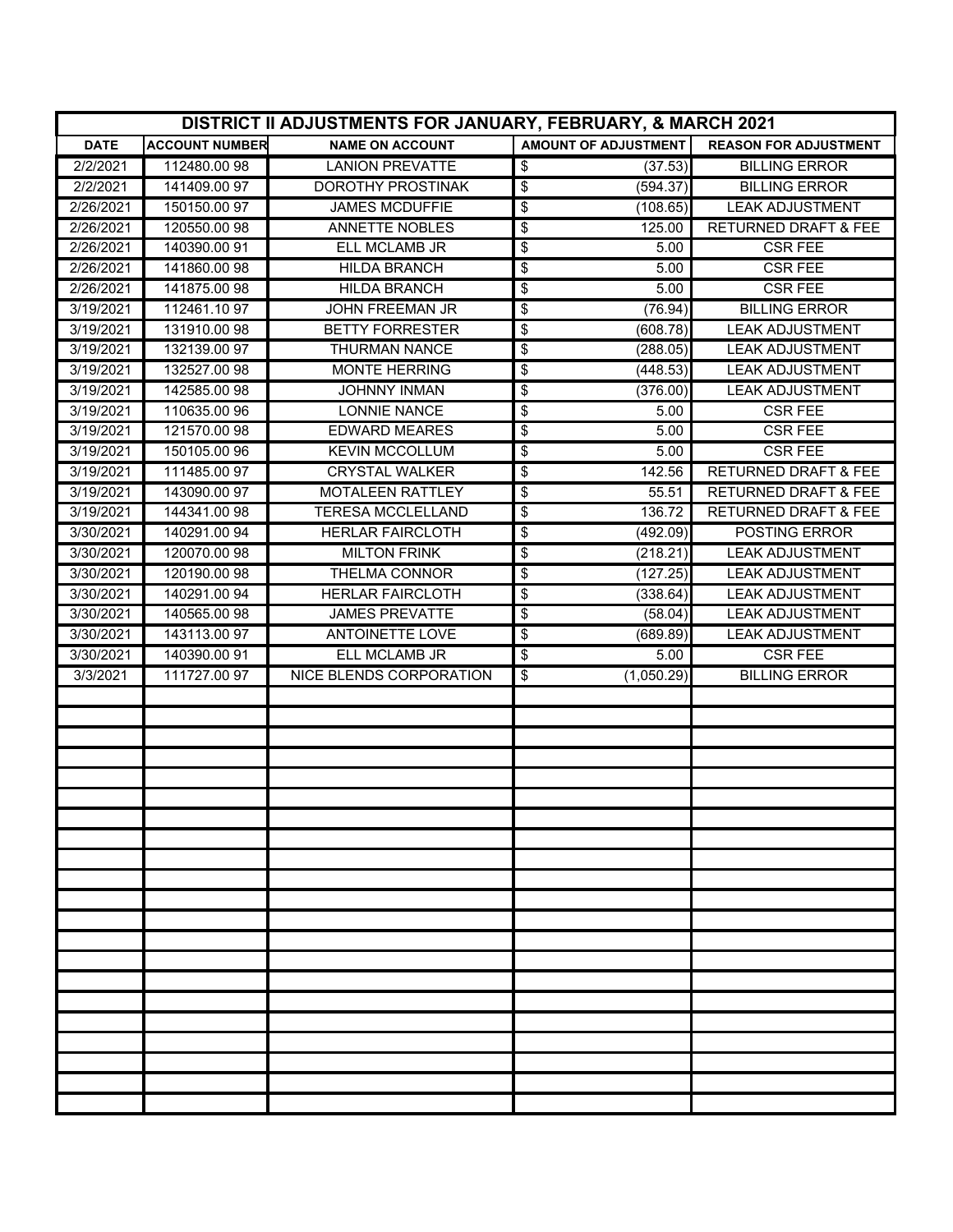| DISTRICT II ADJUSTMENTS FOR JANUARY, FEBRUARY, & MARCH 2021 | | | | |
|---|---|---|---|---|
| **DATE** | **ACCOUNT NUMBER** | **NAME ON ACCOUNT** | **AMOUNT OF ADJUSTMENT** | **REASON FOR ADJUSTMENT** |
| 2/2/2021 | 112480.00 98 | LANION PREVATTE | $ (37.53) | BILLING ERROR |
| 2/2/2021 | 141409.00 97 | DOROTHY PROSTINAK | $ (594.37) | BILLING ERROR |
| 2/26/2021 | 150150.00 97 | JAMES MCDUFFIE | $ (108.65) | LEAK ADJUSTMENT |
| 2/26/2021 | 120550.00 98 | ANNETTE NOBLES | $ 125.00 | RETURNED DRAFT & FEE |
| 2/26/2021 | 140390.00 91 | ELL MCLAMB JR | $ 5.00 | CSR FEE |
| 2/26/2021 | 141860.00 98 | HILDA BRANCH | $ 5.00 | CSR FEE |
| 2/26/2021 | 141875.00 98 | HILDA BRANCH | $ 5.00 | CSR FEE |
| 3/19/2021 | 112461.10 97 | JOHN FREEMAN JR | $ (76.94) | BILLING ERROR |
| 3/19/2021 | 131910.00 98 | BETTY FORRESTER | $ (608.78) | LEAK ADJUSTMENT |
| 3/19/2021 | 132139.00 97 | THURMAN NANCE | $ (288.05) | LEAK ADJUSTMENT |
| 3/19/2021 | 132527.00 98 | MONTE HERRING | $ (448.53) | LEAK ADJUSTMENT |
| 3/19/2021 | 142585.00 98 | JOHNNY INMAN | $ (376.00) | LEAK ADJUSTMENT |
| 3/19/2021 | 110635.00 96 | LONNIE NANCE | $ 5.00 | CSR FEE |
| 3/19/2021 | 121570.00 98 | EDWARD MEARES | $ 5.00 | CSR FEE |
| 3/19/2021 | 150105.00 96 | KEVIN MCCOLLUM | $ 5.00 | CSR FEE |
| 3/19/2021 | 111485.00 97 | CRYSTAL WALKER | $ 142.56 | RETURNED DRAFT & FEE |
| 3/19/2021 | 143090.00 97 | MOTALEEN RATTLEY | $ 55.51 | RETURNED DRAFT & FEE |
| 3/19/2021 | 144341.00 98 | TERESA MCCLELLAND | $ 136.72 | RETURNED DRAFT & FEE |
| 3/30/2021 | 140291.00 94 | HERLAR FAIRCLOTH | $ (492.09) | POSTING ERROR |
| 3/30/2021 | 120070.00 98 | MILTON FRINK | $ (218.21) | LEAK ADJUSTMENT |
| 3/30/2021 | 120190.00 98 | THELMA CONNOR | $ (127.25) | LEAK ADJUSTMENT |
| 3/30/2021 | 140291.00 94 | HERLAR FAIRCLOTH | $ (338.64) | LEAK ADJUSTMENT |
| 3/30/2021 | 140565.00 98 | JAMES PREVATTE | $ (58.04) | LEAK ADJUSTMENT |
| 3/30/2021 | 143113.00 97 | ANTOINETTE LOVE | $ (689.89) | LEAK ADJUSTMENT |
| 3/30/2021 | 140390.00 91 | ELL MCLAMB JR | $ 5.00 | CSR FEE |
| 3/3/2021 | 111727.00 97 | NICE BLENDS CORPORATION | $ (1,050.29) | BILLING ERROR |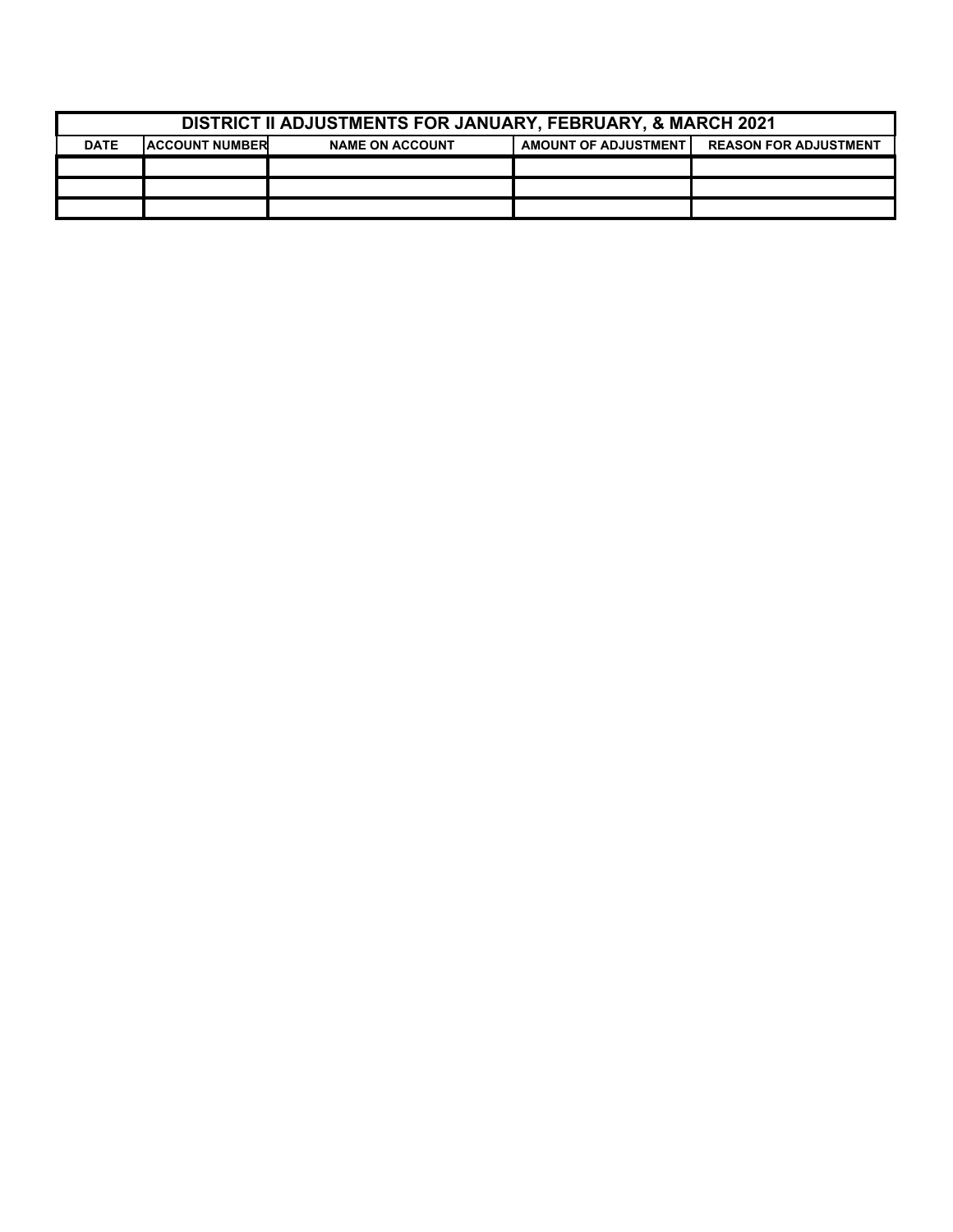| DISTRICT II ADJUSTMENTS FOR JANUARY, FEBRUARY, & MARCH 2021 | | | | |
|---|---|---|---|---|
| DATE | ACCOUNT NUMBER | NAME ON ACCOUNT | AMOUNT OF ADJUSTMENT | REASON FOR ADJUSTMENT |
| | | | | |
| | | | | |
| | | | | |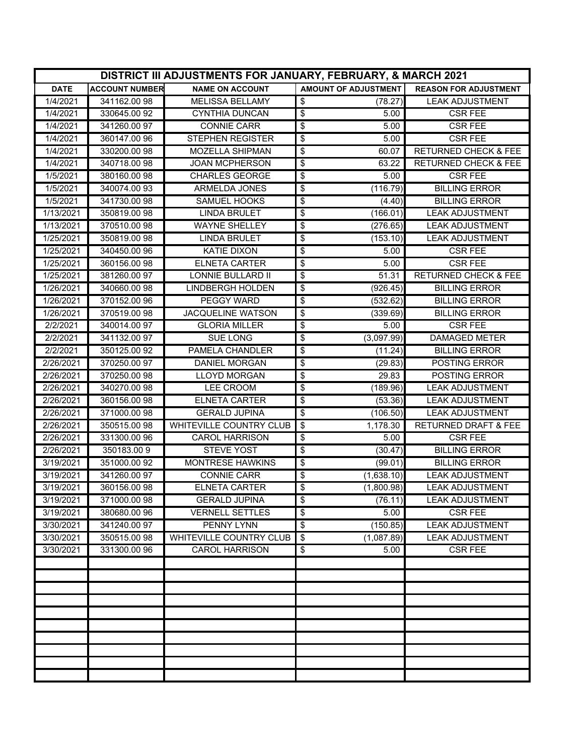| DISTRICT III ADJUSTMENTS FOR JANUARY, FEBRUARY, & MARCH 2021 | | | | |
|---|---|---|---|---|
| **DATE** | **ACCOUNT NUMBER** | **NAME ON ACCOUNT** | **AMOUNT OF ADJUSTMENT** | **REASON FOR ADJUSTMENT** |
| 1/4/2021 | 341162.00 98 | MELISSA BELLAMY | $ (78.27) | LEAK ADJUSTMENT |
| 1/4/2021 | 330645.00 92 | CYNTHIA DUNCAN | $ 5.00 | CSR FEE |
| 1/4/2021 | 341260.00 97 | CONNIE CARR | $ 5.00 | CSR FEE |
| 1/4/2021 | 360147.00 96 | STEPHEN REGISTER | $ 5.00 | CSR FEE |
| 1/4/2021 | 330200.00 98 | MOZELLA SHIPMAN | $ 60.07 | RETURNED CHECK & FEE |
| 1/4/2021 | 340718.00 98 | JOAN MCPHERSON | $ 63.22 | RETURNED CHECK & FEE |
| 1/5/2021 | 380160.00 98 | CHARLES GEORGE | $ 5.00 | CSR FEE |
| 1/5/2021 | 340074.00 93 | ARMELDA JONES | $ (116.79) | BILLING ERROR |
| 1/5/2021 | 341730.00 98 | SAMUEL HOOKS | $ (4.40) | BILLING ERROR |
| 1/13/2021 | 350819.00 98 | LINDA BRULET | $ (166.01) | LEAK ADJUSTMENT |
| 1/13/2021 | 370510.00 98 | WAYNE SHELLEY | $ (276.65) | LEAK ADJUSTMENT |
| 1/25/2021 | 350819.00 98 | LINDA BRULET | $ (153.10) | LEAK ADJUSTMENT |
| 1/25/2021 | 340450.00 96 | KATIE DIXON | $ 5.00 | CSR FEE |
| 1/25/2021 | 360156.00 98 | ELNETA CARTER | $ 5.00 | CSR FEE |
| 1/25/2021 | 381260.00 97 | LONNIE BULLARD II | $ 51.31 | RETURNED CHECK & FEE |
| 1/26/2021 | 340660.00 98 | LINDBERGH HOLDEN | $ (926.45) | BILLING ERROR |
| 1/26/2021 | 370152.00 96 | PEGGY WARD | $ (532.62) | BILLING ERROR |
| 1/26/2021 | 370519.00 98 | JACQUELINE WATSON | $ (339.69) | BILLING ERROR |
| 2/2/2021 | 340014.00 97 | GLORIA MILLER | $ 5.00 | CSR FEE |
| 2/2/2021 | 341132.00 97 | SUE LONG | $ (3,097.99) | DAMAGED METER |
| 2/2/2021 | 350125.00 92 | PAMELA CHANDLER | $ (11.24) | BILLING ERROR |
| 2/26/2021 | 370250.00 97 | DANIEL MORGAN | $ (29.83) | POSTING ERROR |
| 2/26/2021 | 370250.00 98 | LLOYD MORGAN | $ 29.83 | POSTING ERROR |
| 2/26/2021 | 340270.00 98 | LEE CROOM | $ (189.96) | LEAK ADJUSTMENT |
| 2/26/2021 | 360156.00 98 | ELNETA CARTER | $ (53.36) | LEAK ADJUSTMENT |
| 2/26/2021 | 371000.00 98 | GERALD JUPINA | $ (106.50) | LEAK ADJUSTMENT |
| 2/26/2021 | 350515.00 98 | WHITEVILLE COUNTRY CLUB | $ 1,178.30 | RETURNED DRAFT & FEE |
| 2/26/2021 | 331300.00 96 | CAROL HARRISON | $ 5.00 | CSR FEE |
| 2/26/2021 | 350183.00 9 | STEVE YOST | $ (30.47) | BILLING ERROR |
| 3/19/2021 | 351000.00 92 | MONTRESE HAWKINS | $ (99.01) | BILLING ERROR |
| 3/19/2021 | 341260.00 97 | CONNIE CARR | $ (1,638.10) | LEAK ADJUSTMENT |
| 3/19/2021 | 360156.00 98 | ELNETA CARTER | $ (1,800.98) | LEAK ADJUSTMENT |
| 3/19/2021 | 371000.00 98 | GERALD JUPINA | $ (76.11) | LEAK ADJUSTMENT |
| 3/19/2021 | 380680.00 96 | VERNELL SETTLES | $ 5.00 | CSR FEE |
| 3/30/2021 | 341240.00 97 | PENNY LYNN | $ (150.85) | LEAK ADJUSTMENT |
| 3/30/2021 | 350515.00 98 | WHITEVILLE COUNTRY CLUB | $ (1,087.89) | LEAK ADJUSTMENT |
| 3/30/2021 | 331300.00 96 | CAROL HARRISON | $ 5.00 | CSR FEE |
| | | | | |
| | | | | |
| | | | | |
| | | | | |
| | | | | |
| | | | | |
| | | | | |
| | | | | |
| | | | | |
| | | | | |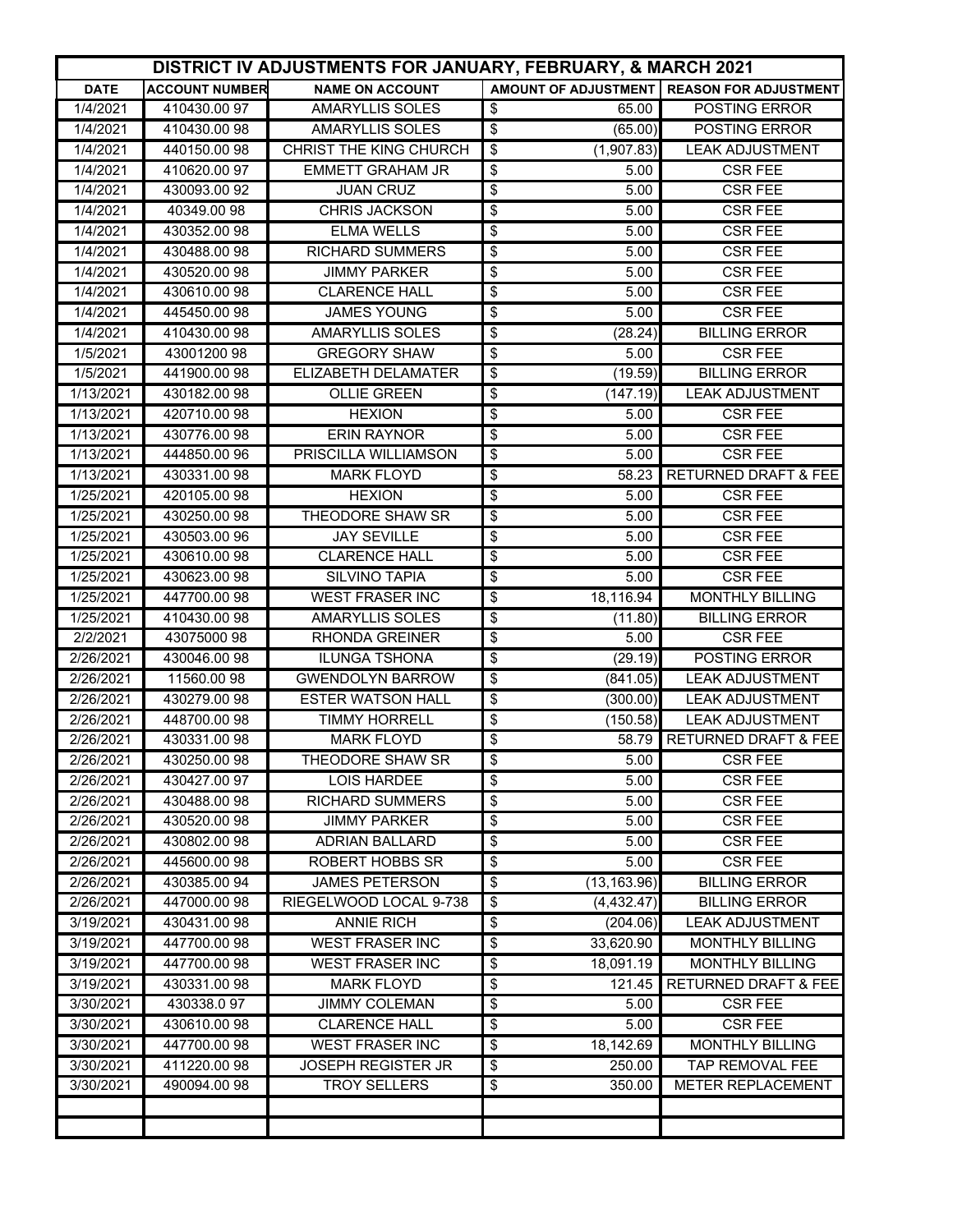| DISTRICT IV ADJUSTMENTS FOR JANUARY, FEBRUARY, & MARCH 2021 | | | | |
|---|---|---|---|---|
| **DATE** | **ACCOUNT NUMBER** | **NAME ON ACCOUNT** | **AMOUNT OF ADJUSTMENT** | **REASON FOR ADJUSTMENT** |
| 1/4/2021 | 410430.00 97 | AMARYLLIS SOLES | $ 65.00 | POSTING ERROR |
| 1/4/2021 | 410430.00 98 | AMARYLLIS SOLES | $ (65.00) | POSTING ERROR |
| 1/4/2021 | 440150.00 98 | CHRIST THE KING CHURCH | $ (1,907.83) | LEAK ADJUSTMENT |
| 1/4/2021 | 410620.00 97 | EMMETT GRAHAM JR | $ 5.00 | CSR FEE |
| 1/4/2021 | 430093.00 92 | JUAN CRUZ | $ 5.00 | CSR FEE |
| 1/4/2021 | 40349.00 98 | CHRIS JACKSON | $ 5.00 | CSR FEE |
| 1/4/2021 | 430352.00 98 | ELMA WELLS | $ 5.00 | CSR FEE |
| 1/4/2021 | 430488.00 98 | RICHARD SUMMERS | $ 5.00 | CSR FEE |
| 1/4/2021 | 430520.00 98 | JIMMY PARKER | $ 5.00 | CSR FEE |
| 1/4/2021 | 430610.00 98 | CLARENCE HALL | $ 5.00 | CSR FEE |
| 1/4/2021 | 445450.00 98 | JAMES YOUNG | $ 5.00 | CSR FEE |
| 1/4/2021 | 410430.00 98 | AMARYLLIS SOLES | $ (28.24) | BILLING ERROR |
| 1/5/2021 | 43001200 98 | GREGORY SHAW | $ 5.00 | CSR FEE |
| 1/5/2021 | 441900.00 98 | ELIZABETH DELAMATER | $ (19.59) | BILLING ERROR |
| 1/13/2021 | 430182.00 98 | OLLIE GREEN | $ (147.19) | LEAK ADJUSTMENT |
| 1/13/2021 | 420710.00 98 | HEXION | $ 5.00 | CSR FEE |
| 1/13/2021 | 430776.00 98 | ERIN RAYNOR | $ 5.00 | CSR FEE |
| 1/13/2021 | 444850.00 96 | PRISCILLA WILLIAMSON | $ 5.00 | CSR FEE |
| 1/13/2021 | 430331.00 98 | MARK FLOYD | $ 58.23 | RETURNED DRAFT & FEE |
| 1/25/2021 | 420105.00 98 | HEXION | $ 5.00 | CSR FEE |
| 1/25/2021 | 430250.00 98 | THEODORE SHAW SR | $ 5.00 | CSR FEE |
| 1/25/2021 | 430503.00 96 | JAY SEVILLE | $ 5.00 | CSR FEE |
| 1/25/2021 | 430610.00 98 | CLARENCE HALL | $ 5.00 | CSR FEE |
| 1/25/2021 | 430623.00 98 | SILVINO TAPIA | $ 5.00 | CSR FEE |
| 1/25/2021 | 447700.00 98 | WEST FRASER INC | $ 18,116.94 | MONTHLY BILLING |
| 1/25/2021 | 410430.00 98 | AMARYLLIS SOLES | $ (11.80) | BILLING ERROR |
| 2/2/2021 | 43075000 98 | RHONDA GREINER | $ 5.00 | CSR FEE |
| 2/26/2021 | 430046.00 98 | ILUNGA TSHONA | $ (29.19) | POSTING ERROR |
| 2/26/2021 | 11560.00 98 | GWENDOLYN BARROW | $ (841.05) | LEAK ADJUSTMENT |
| 2/26/2021 | 430279.00 98 | ESTER WATSON HALL | $ (300.00) | LEAK ADJUSTMENT |
| 2/26/2021 | 448700.00 98 | TIMMY HORRELL | $ (150.58) | LEAK ADJUSTMENT |
| 2/26/2021 | 430331.00 98 | MARK FLOYD | $ 58.79 | RETURNED DRAFT & FEE |
| 2/26/2021 | 430250.00 98 | THEODORE SHAW SR | $ 5.00 | CSR FEE |
| 2/26/2021 | 430427.00 97 | LOIS HARDEE | $ 5.00 | CSR FEE |
| 2/26/2021 | 430488.00 98 | RICHARD SUMMERS | $ 5.00 | CSR FEE |
| 2/26/2021 | 430520.00 98 | JIMMY PARKER | $ 5.00 | CSR FEE |
| 2/26/2021 | 430802.00 98 | ADRIAN BALLARD | $ 5.00 | CSR FEE |
| 2/26/2021 | 445600.00 98 | ROBERT HOBBS SR | $ 5.00 | CSR FEE |
| 2/26/2021 | 430385.00 94 | JAMES PETERSON | $ (13,163.96) | BILLING ERROR |
| 2/26/2021 | 447000.00 98 | RIEGELWOOD LOCAL 9-738 | $ (4,432.47) | BILLING ERROR |
| 3/19/2021 | 430431.00 98 | ANNIE RICH | $ (204.06) | LEAK ADJUSTMENT |
| 3/19/2021 | 447700.00 98 | WEST FRASER INC | $ 33,620.90 | MONTHLY BILLING |
| 3/19/2021 | 447700.00 98 | WEST FRASER INC | $ 18,091.19 | MONTHLY BILLING |
| 3/19/2021 | 430331.00 98 | MARK FLOYD | $ 121.45 | RETURNED DRAFT & FEE |
| 3/30/2021 | 430338.0 97 | JIMMY COLEMAN | $ 5.00 | CSR FEE |
| 3/30/2021 | 430610.00 98 | CLARENCE HALL | $ 5.00 | CSR FEE |
| 3/30/2021 | 447700.00 98 | WEST FRASER INC | $ 18,142.69 | MONTHLY BILLING |
| 3/30/2021 | 411220.00 98 | JOSEPH REGISTER JR | $ 250.00 | TAP REMOVAL FEE |
| 3/30/2021 | 490094.00 98 | TROY SELLERS | $ 350.00 | METER REPLACEMENT |
| | | | | |
| | | | | |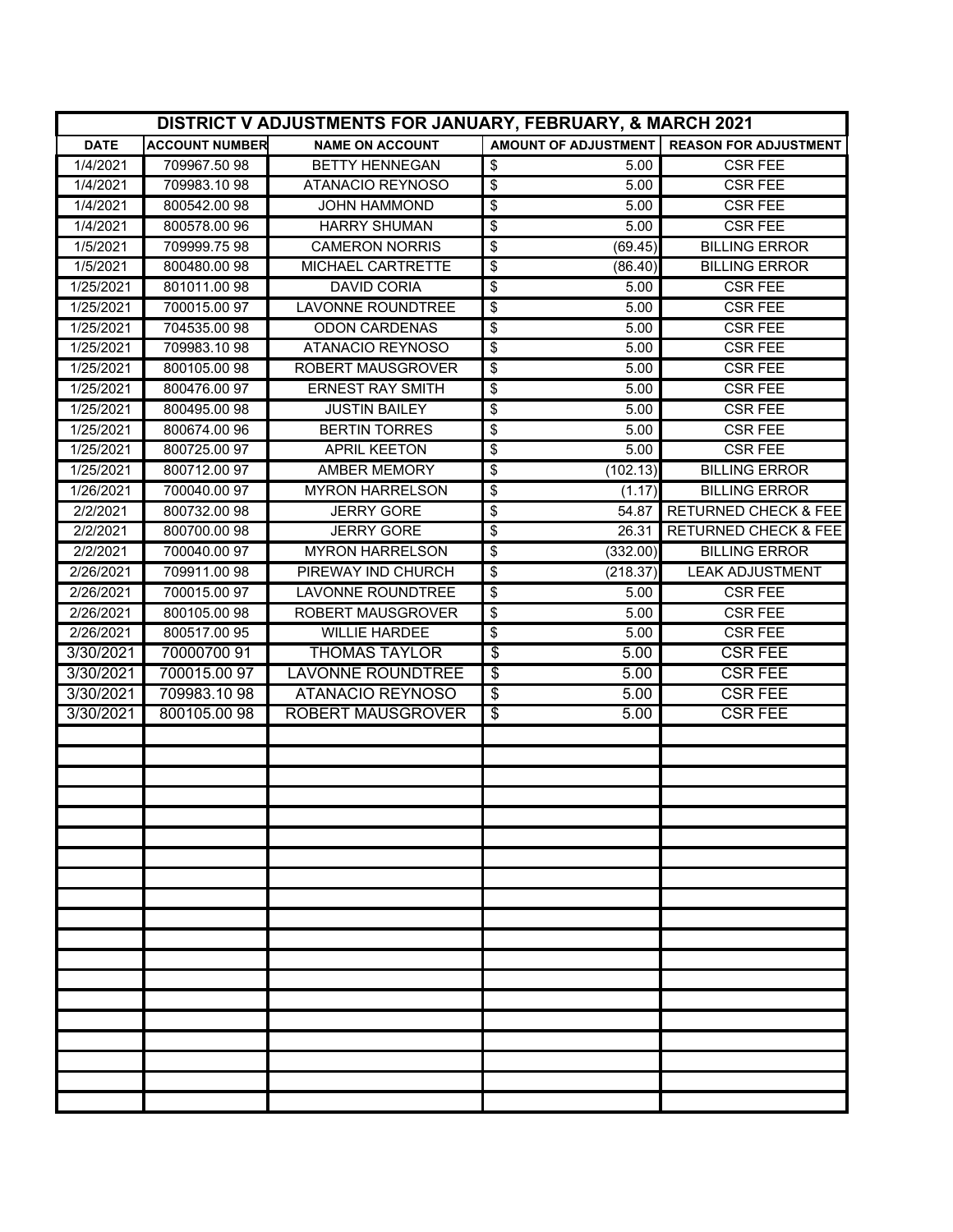| DISTRICT V ADJUSTMENTS FOR JANUARY, FEBRUARY, & MARCH 2021 | | | | |
|---|---|---|---|---|
| **DATE** | **ACCOUNT NUMBER** | **NAME ON ACCOUNT** | **AMOUNT OF ADJUSTMENT** | **REASON FOR ADJUSTMENT** |
| 1/4/2021 | 709967.50 98 | BETTY HENNEGAN | $ 5.00 | CSR FEE |
| 1/4/2021 | 709983.10 98 | ATANACIO REYNOSO | $ 5.00 | CSR FEE |
| 1/4/2021 | 800542.00 98 | JOHN HAMMOND | $ 5.00 | CSR FEE |
| 1/4/2021 | 800578.00 96 | HARRY SHUMAN | $ 5.00 | CSR FEE |
| 1/5/2021 | 709999.75 98 | CAMERON NORRIS | $ (69.45) | BILLING ERROR |
| 1/5/2021 | 800480.00 98 | MICHAEL CARTRETTE | $ (86.40) | BILLING ERROR |
| 1/25/2021 | 801011.00 98 | DAVID CORIA | $ 5.00 | CSR FEE |
| 1/25/2021 | 700015.00 97 | LAVONNE ROUNDTREE | $ 5.00 | CSR FEE |
| 1/25/2021 | 704535.00 98 | ODON CARDENAS | $ 5.00 | CSR FEE |
| 1/25/2021 | 709983.10 98 | ATANACIO REYNOSO | $ 5.00 | CSR FEE |
| 1/25/2021 | 800105.00 98 | ROBERT MAUSGROVER | $ 5.00 | CSR FEE |
| 1/25/2021 | 800476.00 97 | ERNEST RAY SMITH | $ 5.00 | CSR FEE |
| 1/25/2021 | 800495.00 98 | JUSTIN BAILEY | $ 5.00 | CSR FEE |
| 1/25/2021 | 800674.00 96 | BERTIN TORRES | $ 5.00 | CSR FEE |
| 1/25/2021 | 800725.00 97 | APRIL KEETON | $ 5.00 | CSR FEE |
| 1/25/2021 | 800712.00 97 | AMBER MEMORY | $ (102.13) | BILLING ERROR |
| 1/26/2021 | 700040.00 97 | MYRON HARRELSON | $ (1.17) | BILLING ERROR |
| 2/2/2021 | 800732.00 98 | JERRY GORE | $ 54.87 | RETURNED CHECK & FEE |
| 2/2/2021 | 800700.00 98 | JERRY GORE | $ 26.31 | RETURNED CHECK & FEE |
| 2/2/2021 | 700040.00 97 | MYRON HARRELSON | $ (332.00) | BILLING ERROR |
| 2/26/2021 | 709911.00 98 | PIREWAY IND CHURCH | $ (218.37) | LEAK ADJUSTMENT |
| 2/26/2021 | 700015.00 97 | LAVONNE ROUNDTREE | $ 5.00 | CSR FEE |
| 2/26/2021 | 800105.00 98 | ROBERT MAUSGROVER | $ 5.00 | CSR FEE |
| 2/26/2021 | 800517.00 95 | WILLIE HARDEE | $ 5.00 | CSR FEE |
| 3/30/2021 | 70000700 91 | THOMAS TAYLOR | $ 5.00 | CSR FEE |
| 3/30/2021 | 700015.00 97 | LAVONNE ROUNDTREE | $ 5.00 | CSR FEE |
| 3/30/2021 | 709983.10 98 | ATANACIO REYNOSO | $ 5.00 | CSR FEE |
| 3/30/2021 | 800105.00 98 | ROBERT MAUSGROVER | $ 5.00 | CSR FEE |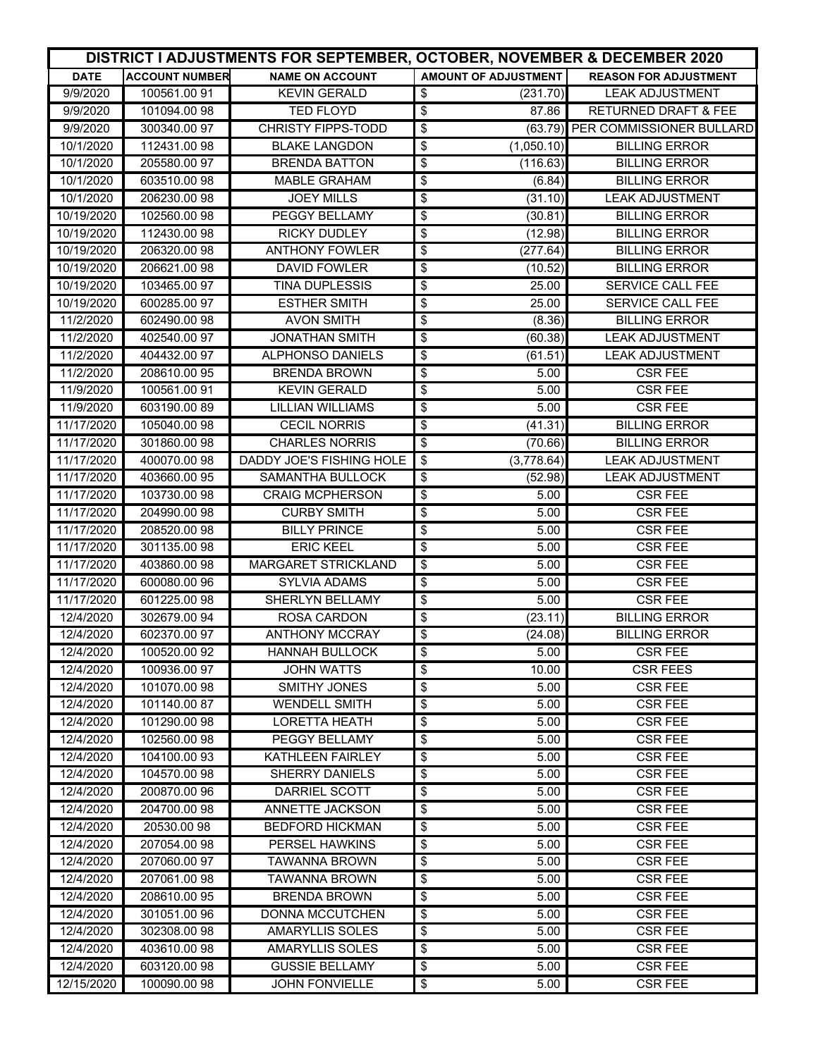| DISTRICT I ADJUSTMENTS FOR SEPTEMBER, OCTOBER, NOVEMBER & DECEMBER 2020 | | | | |
|---|---|---|---|---|
| DATE | ACCOUNT NUMBER | NAME ON ACCOUNT | AMOUNT OF ADJUSTMENT | REASON FOR ADJUSTMENT |
| 9/9/2020 | 100561.00 91 | KEVIN GERALD | $ (231.70) | LEAK ADJUSTMENT |
| 9/9/2020 | 101094.00 98 | TED FLOYD | $ 87.86 | RETURNED DRAFT & FEE |
| 9/9/2020 | 300340.00 97 | CHRISTY FIPPS-TODD | $ (63.79) | PER COMMISSIONER BULLARD |
| 10/1/2020 | 112431.00 98 | BLAKE LANGDON | $ (1,050.10) | BILLING ERROR |
| 10/1/2020 | 205580.00 97 | BRENDA BATTON | $ (116.63) | BILLING ERROR |
| 10/1/2020 | 603510.00 98 | MABLE GRAHAM | $ (6.84) | BILLING ERROR |
| 10/1/2020 | 206230.00 98 | JOEY MILLS | $ (31.10) | LEAK ADJUSTMENT |
| 10/19/2020 | 102560.00 98 | PEGGY BELLAMY | $ (30.81) | BILLING ERROR |
| 10/19/2020 | 112430.00 98 | RICKY DUDLEY | $ (12.98) | BILLING ERROR |
| 10/19/2020 | 206320.00 98 | ANTHONY FOWLER | $ (277.64) | BILLING ERROR |
| 10/19/2020 | 206621.00 98 | DAVID FOWLER | $ (10.52) | BILLING ERROR |
| 10/19/2020 | 103465.00 97 | TINA DUPLESSIS | $ 25.00 | SERVICE CALL FEE |
| 10/19/2020 | 600285.00 97 | ESTHER SMITH | $ 25.00 | SERVICE CALL FEE |
| 11/2/2020 | 602490.00 98 | AVON SMITH | $ (8.36) | BILLING ERROR |
| 11/2/2020 | 402540.00 97 | JONATHAN SMITH | $ (60.38) | LEAK ADJUSTMENT |
| 11/2/2020 | 404432.00 97 | ALPHONSO DANIELS | $ (61.51) | LEAK ADJUSTMENT |
| 11/2/2020 | 208610.00 95 | BRENDA BROWN | $ 5.00 | CSR FEE |
| 11/9/2020 | 100561.00 91 | KEVIN GERALD | $ 5.00 | CSR FEE |
| 11/9/2020 | 603190.00 89 | LILLIAN WILLIAMS | $ 5.00 | CSR FEE |
| 11/17/2020 | 105040.00 98 | CECIL NORRIS | $ (41.31) | BILLING ERROR |
| 11/17/2020 | 301860.00 98 | CHARLES NORRIS | $ (70.66) | BILLING ERROR |
| 11/17/2020 | 400070.00 98 | DADDY JOE'S FISHING HOLE | $ (3,778.64) | LEAK ADJUSTMENT |
| 11/17/2020 | 403660.00 95 | SAMANTHA BULLOCK | $ (52.98) | LEAK ADJUSTMENT |
| 11/17/2020 | 103730.00 98 | CRAIG MCPHERSON | $ 5.00 | CSR FEE |
| 11/17/2020 | 204990.00 98 | CURBY SMITH | $ 5.00 | CSR FEE |
| 11/17/2020 | 208520.00 98 | BILLY PRINCE | $ 5.00 | CSR FEE |
| 11/17/2020 | 301135.00 98 | ERIC KEEL | $ 5.00 | CSR FEE |
| 11/17/2020 | 403860.00 98 | MARGARET STRICKLAND | $ 5.00 | CSR FEE |
| 11/17/2020 | 600080.00 96 | SYLVIA ADAMS | $ 5.00 | CSR FEE |
| 11/17/2020 | 601225.00 98 | SHERLYN BELLAMY | $ 5.00 | CSR FEE |
| 12/4/2020 | 302679.00 94 | ROSA CARDON | $ (23.11) | BILLING ERROR |
| 12/4/2020 | 602370.00 97 | ANTHONY MCCRAY | $ (24.08) | BILLING ERROR |
| 12/4/2020 | 100520.00 92 | HANNAH BULLOCK | $ 5.00 | CSR FEE |
| 12/4/2020 | 100936.00 97 | JOHN WATTS | $ 10.00 | CSR FEES |
| 12/4/2020 | 101070.00 98 | SMITHY JONES | $ 5.00 | CSR FEE |
| 12/4/2020 | 101140.00 87 | WENDELL SMITH | $ 5.00 | CSR FEE |
| 12/4/2020 | 101290.00 98 | LORETTA HEATH | $ 5.00 | CSR FEE |
| 12/4/2020 | 102560.00 98 | PEGGY BELLAMY | $ 5.00 | CSR FEE |
| 12/4/2020 | 104100.00 93 | KATHLEEN FAIRLEY | $ 5.00 | CSR FEE |
| 12/4/2020 | 104570.00 98 | SHERRY DANIELS | $ 5.00 | CSR FEE |
| 12/4/2020 | 200870.00 96 | DARRIEL SCOTT | $ 5.00 | CSR FEE |
| 12/4/2020 | 204700.00 98 | ANNETTE JACKSON | $ 5.00 | CSR FEE |
| 12/4/2020 | 20530.00 98 | BEDFORD HICKMAN | $ 5.00 | CSR FEE |
| 12/4/2020 | 207054.00 98 | PERSEL HAWKINS | $ 5.00 | CSR FEE |
| 12/4/2020 | 207060.00 97 | TAWANNA BROWN | $ 5.00 | CSR FEE |
| 12/4/2020 | 207061.00 98 | TAWANNA BROWN | $ 5.00 | CSR FEE |
| 12/4/2020 | 208610.00 95 | BRENDA BROWN | $ 5.00 | CSR FEE |
| 12/4/2020 | 301051.00 96 | DONNA MCCUTCHEN | $ 5.00 | CSR FEE |
| 12/4/2020 | 302308.00 98 | AMARYLLIS SOLES | $ 5.00 | CSR FEE |
| 12/4/2020 | 403610.00 98 | AMARYLLIS SOLES | $ 5.00 | CSR FEE |
| 12/4/2020 | 603120.00 98 | GUSSIE BELLAMY | $ 5.00 | CSR FEE |
| 12/15/2020 | 100090.00 98 | JOHN FONVIELLE | $ 5.00 | CSR FEE |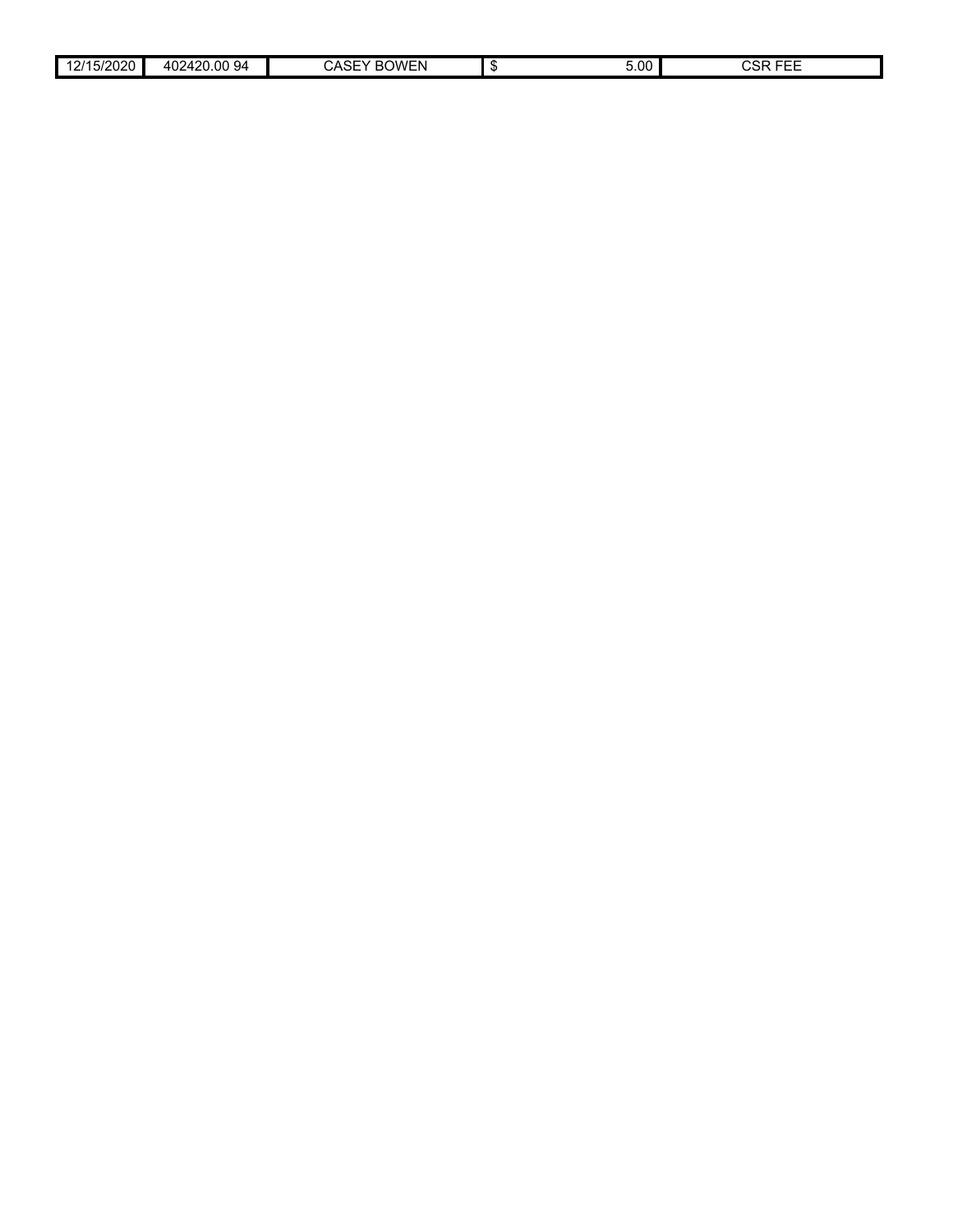| | | | | | |
|---|---|---|---|---|---|
| 12/15/2020 | 402420.00 94 | CASEY BOWEN | $ | 5.00 | CSR FEE |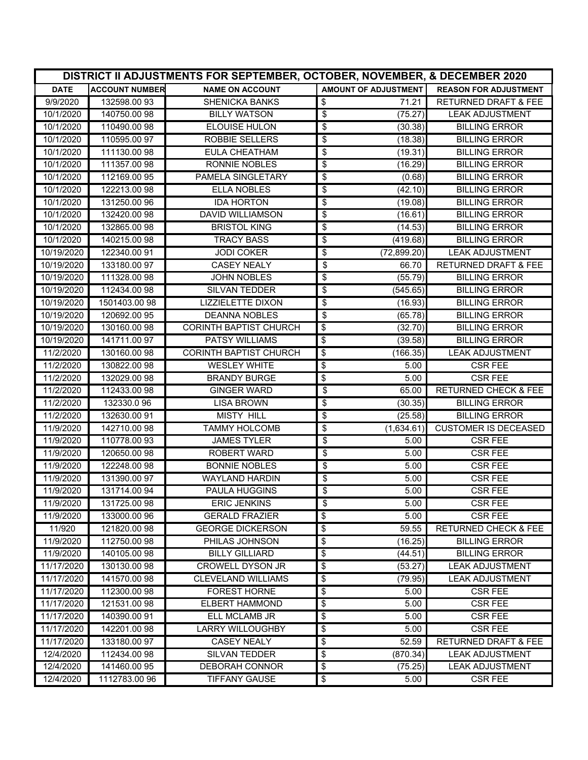| DISTRICT II ADJUSTMENTS FOR SEPTEMBER, OCTOBER, NOVEMBER, & DECEMBER 2020 | | | | |
|---|---|---|---|---|
| **DATE** | **ACCOUNT NUMBER** | **NAME ON ACCOUNT** | **AMOUNT OF ADJUSTMENT** | **REASON FOR ADJUSTMENT** |
| 9/9/2020 | 132598.00 93 | SHENICKA BANKS | $ 71.21 | RETURNED DRAFT & FEE |
| 10/1/2020 | 140750.00 98 | BILLY WATSON | $ (75.27) | LEAK ADJUSTMENT |
| 10/1/2020 | 110490.00 98 | ELOUISE HULON | $ (30.38) | BILLING ERROR |
| 10/1/2020 | 110595.00 97 | ROBBIE SELLERS | $ (18.38) | BILLING ERROR |
| 10/1/2020 | 111130.00 98 | EULA CHEATHAM | $ (19.31) | BILLING ERROR |
| 10/1/2020 | 111357.00 98 | RONNIE NOBLES | $ (16.29) | BILLING ERROR |
| 10/1/2020 | 112169.00 95 | PAMELA SINGLETARY | $ (0.68) | BILLING ERROR |
| 10/1/2020 | 122213.00 98 | ELLA NOBLES | $ (42.10) | BILLING ERROR |
| 10/1/2020 | 131250.00 96 | IDA HORTON | $ (19.08) | BILLING ERROR |
| 10/1/2020 | 132420.00 98 | DAVID WILLIAMSON | $ (16.61) | BILLING ERROR |
| 10/1/2020 | 132865.00 98 | BRISTOL KING | $ (14.53) | BILLING ERROR |
| 10/1/2020 | 140215.00 98 | TRACY BASS | $ (419.68) | BILLING ERROR |
| 10/19/2020 | 122340.00 91 | JODI COKER | $ (72,899.20) | LEAK ADJUSTMENT |
| 10/19/2020 | 133180.00 97 | CASEY NEALY | $ 66.70 | RETURNED DRAFT & FEE |
| 10/19/2020 | 111328.00 98 | JOHN NOBLES | $ (55.79) | BILLING ERROR |
| 10/19/2020 | 112434.00 98 | SILVAN TEDDER | $ (545.65) | BILLING ERROR |
| 10/19/2020 | 1501403.00 98 | LIZZIELETTE DIXON | $ (16.93) | BILLING ERROR |
| 10/19/2020 | 120692.00 95 | DEANNA NOBLES | $ (65.78) | BILLING ERROR |
| 10/19/2020 | 130160.00 98 | CORINTH BAPTIST CHURCH | $ (32.70) | BILLING ERROR |
| 10/19/2020 | 141711.00 97 | PATSY WILLIAMS | $ (39.58) | BILLING ERROR |
| 11/2/2020 | 130160.00 98 | CORINTH BAPTIST CHURCH | $ (166.35) | LEAK ADJUSTMENT |
| 11/2/2020 | 130822.00 98 | WESLEY WHITE | $ 5.00 | CSR FEE |
| 11/2/2020 | 132029.00 98 | BRANDY BURGE | $ 5.00 | CSR FEE |
| 11/2/2020 | 112433.00 98 | GINGER WARD | $ 65.00 | RETURNED CHECK & FEE |
| 11/2/2020 | 132330.0 96 | LISA BROWN | $ (30.35) | BILLING ERROR |
| 11/2/2020 | 132630.00 91 | MISTY HILL | $ (25.58) | BILLING ERROR |
| 11/9/2020 | 142710.00 98 | TAMMY HOLCOMB | $ (1,634.61) | CUSTOMER IS DECEASED |
| 11/9/2020 | 110778.00 93 | JAMES TYLER | $ 5.00 | CSR FEE |
| 11/9/2020 | 120650.00 98 | ROBERT WARD | $ 5.00 | CSR FEE |
| 11/9/2020 | 122248.00 98 | BONNIE NOBLES | $ 5.00 | CSR FEE |
| 11/9/2020 | 131390.00 97 | WAYLAND HARDIN | $ 5.00 | CSR FEE |
| 11/9/2020 | 131714.00 94 | PAULA HUGGINS | $ 5.00 | CSR FEE |
| 11/9/2020 | 131725.00 98 | ERIC JENKINS | $ 5.00 | CSR FEE |
| 11/9/2020 | 133000.00 96 | GERALD FRAZIER | $ 5.00 | CSR FEE |
| 11/920 | 121820.00 98 | GEORGE DICKERSON | $ 59.55 | RETURNED CHECK & FEE |
| 11/9/2020 | 112750.00 98 | PHILAS JOHNSON | $ (16.25) | BILLING ERROR |
| 11/9/2020 | 140105.00 98 | BILLY GILLIARD | $ (44.51) | BILLING ERROR |
| 11/17/2020 | 130130.00 98 | CROWELL DYSON JR | $ (53.27) | LEAK ADJUSTMENT |
| 11/17/2020 | 141570.00 98 | CLEVELAND WILLIAMS | $ (79.95) | LEAK ADJUSTMENT |
| 11/17/2020 | 112300.00 98 | FOREST HORNE | $ 5.00 | CSR FEE |
| 11/17/2020 | 121531.00 98 | ELBERT HAMMOND | $ 5.00 | CSR FEE |
| 11/17/2020 | 140390.00 91 | ELL MCLAMB JR | $ 5.00 | CSR FEE |
| 11/17/2020 | 142201.00 98 | LARRY WILLOUGHBY | $ 5.00 | CSR FEE |
| 11/17/2020 | 133180.00 97 | CASEY NEALY | $ 52.59 | RETURNED DRAFT & FEE |
| 12/4/2020 | 112434.00 98 | SILVAN TEDDER | $ (870.34) | LEAK ADJUSTMENT |
| 12/4/2020 | 141460.00 95 | DEBORAH CONNOR | $ (75.25) | LEAK ADJUSTMENT |
| 12/4/2020 | 1112783.00 96 | TIFFANY GAUSE | $ 5.00 | CSR FEE |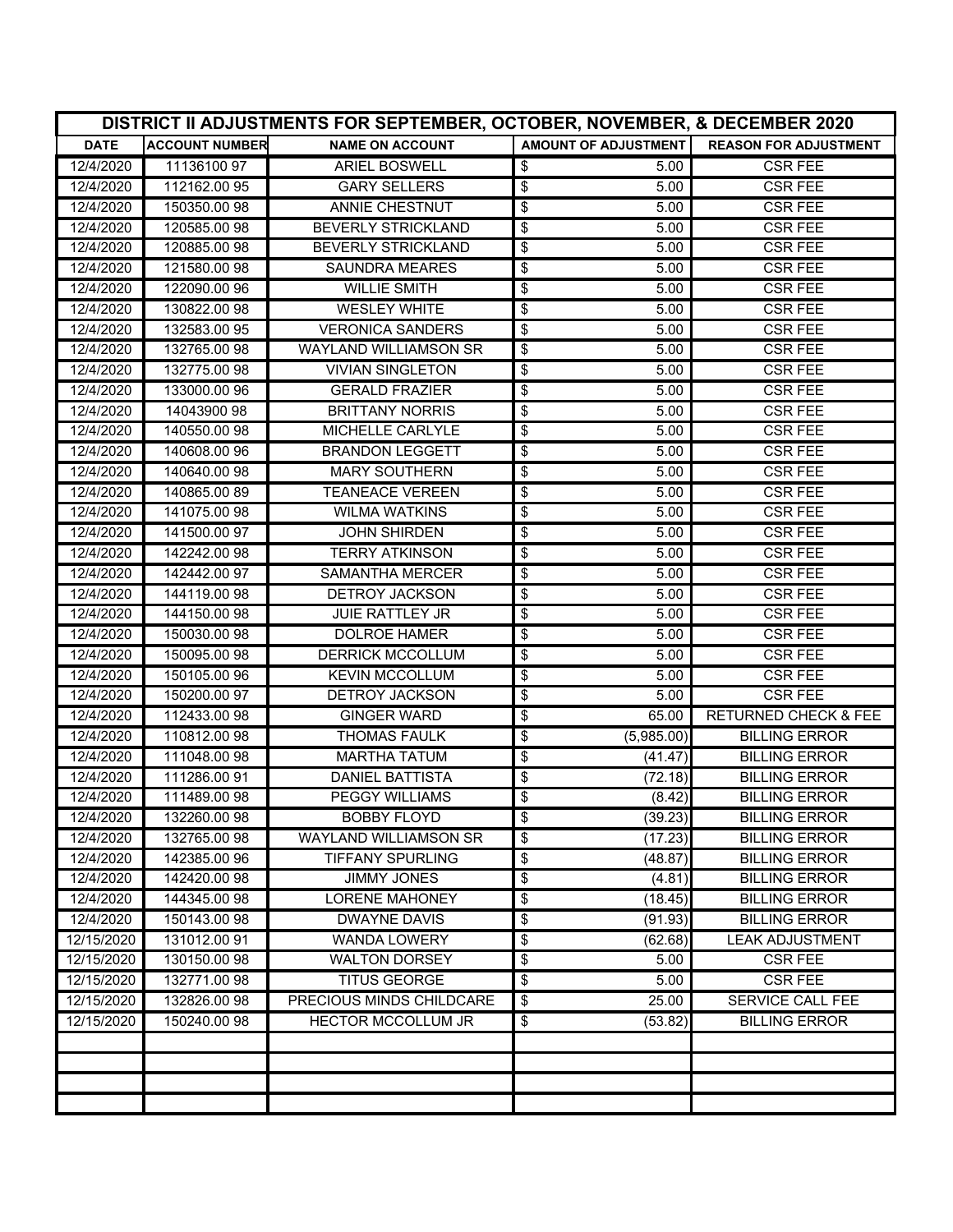| DISTRICT II ADJUSTMENTS FOR SEPTEMBER, OCTOBER, NOVEMBER, & DECEMBER 2020 | | | | |
|---|---|---|---|---|
| **DATE** | **ACCOUNT NUMBER** | **NAME ON ACCOUNT** | **AMOUNT OF ADJUSTMENT** | **REASON FOR ADJUSTMENT** |
| 12/4/2020 | 11136100 97 | ARIEL BOSWELL | $ 5.00 | CSR FEE |
| 12/4/2020 | 112162.00 95 | GARY SELLERS | $ 5.00 | CSR FEE |
| 12/4/2020 | 150350.00 98 | ANNIE CHESTNUT | $ 5.00 | CSR FEE |
| 12/4/2020 | 120585.00 98 | BEVERLY STRICKLAND | $ 5.00 | CSR FEE |
| 12/4/2020 | 120885.00 98 | BEVERLY STRICKLAND | $ 5.00 | CSR FEE |
| 12/4/2020 | 121580.00 98 | SAUNDRA MEARES | $ 5.00 | CSR FEE |
| 12/4/2020 | 122090.00 96 | WILLIE SMITH | $ 5.00 | CSR FEE |
| 12/4/2020 | 130822.00 98 | WESLEY WHITE | $ 5.00 | CSR FEE |
| 12/4/2020 | 132583.00 95 | VERONICA SANDERS | $ 5.00 | CSR FEE |
| 12/4/2020 | 132765.00 98 | WAYLAND WILLIAMSON SR | $ 5.00 | CSR FEE |
| 12/4/2020 | 132775.00 98 | VIVIAN SINGLETON | $ 5.00 | CSR FEE |
| 12/4/2020 | 133000.00 96 | GERALD FRAZIER | $ 5.00 | CSR FEE |
| 12/4/2020 | 14043900 98 | BRITTANY NORRIS | $ 5.00 | CSR FEE |
| 12/4/2020 | 140550.00 98 | MICHELLE CARLYLE | $ 5.00 | CSR FEE |
| 12/4/2020 | 140608.00 96 | BRANDON LEGGETT | $ 5.00 | CSR FEE |
| 12/4/2020 | 140640.00 98 | MARY SOUTHERN | $ 5.00 | CSR FEE |
| 12/4/2020 | 140865.00 89 | TEANEACE VEREEN | $ 5.00 | CSR FEE |
| 12/4/2020 | 141075.00 98 | WILMA WATKINS | $ 5.00 | CSR FEE |
| 12/4/2020 | 141500.00 97 | JOHN SHIRDEN | $ 5.00 | CSR FEE |
| 12/4/2020 | 142242.00 98 | TERRY ATKINSON | $ 5.00 | CSR FEE |
| 12/4/2020 | 142442.00 97 | SAMANTHA MERCER | $ 5.00 | CSR FEE |
| 12/4/2020 | 144119.00 98 | DETROY JACKSON | $ 5.00 | CSR FEE |
| 12/4/2020 | 144150.00 98 | JUIE RATTLEY JR | $ 5.00 | CSR FEE |
| 12/4/2020 | 150030.00 98 | DOLROE HAMER | $ 5.00 | CSR FEE |
| 12/4/2020 | 150095.00 98 | DERRICK MCCOLLUM | $ 5.00 | CSR FEE |
| 12/4/2020 | 150105.00 96 | KEVIN MCCOLLUM | $ 5.00 | CSR FEE |
| 12/4/2020 | 150200.00 97 | DETROY JACKSON | $ 5.00 | CSR FEE |
| 12/4/2020 | 112433.00 98 | GINGER WARD | $ 65.00 | RETURNED CHECK & FEE |
| 12/4/2020 | 110812.00 98 | THOMAS FAULK | $ (5,985.00) | BILLING ERROR |
| 12/4/2020 | 111048.00 98 | MARTHA TATUM | $ (41.47) | BILLING ERROR |
| 12/4/2020 | 111286.00 91 | DANIEL BATTISTA | $ (72.18) | BILLING ERROR |
| 12/4/2020 | 111489.00 98 | PEGGY WILLIAMS | $ (8.42) | BILLING ERROR |
| 12/4/2020 | 132260.00 98 | BOBBY FLOYD | $ (39.23) | BILLING ERROR |
| 12/4/2020 | 132765.00 98 | WAYLAND WILLIAMSON SR | $ (17.23) | BILLING ERROR |
| 12/4/2020 | 142385.00 96 | TIFFANY SPURLING | $ (48.87) | BILLING ERROR |
| 12/4/2020 | 142420.00 98 | JIMMY JONES | $ (4.81) | BILLING ERROR |
| 12/4/2020 | 144345.00 98 | LORENE MAHONEY | $ (18.45) | BILLING ERROR |
| 12/4/2020 | 150143.00 98 | DWAYNE DAVIS | $ (91.93) | BILLING ERROR |
| 12/15/2020 | 131012.00 91 | WANDA LOWERY | $ (62.68) | LEAK ADJUSTMENT |
| 12/15/2020 | 130150.00 98 | WALTON DORSEY | $ 5.00 | CSR FEE |
| 12/15/2020 | 132771.00 98 | TITUS GEORGE | $ 5.00 | CSR FEE |
| 12/15/2020 | 132826.00 98 | PRECIOUS MINDS CHILDCARE | $ 25.00 | SERVICE CALL FEE |
| 12/15/2020 | 150240.00 98 | HECTOR MCCOLLUM JR | $ (53.82) | BILLING ERROR |
| | | | | |
| | | | | |
| | | | | |
| | | | | |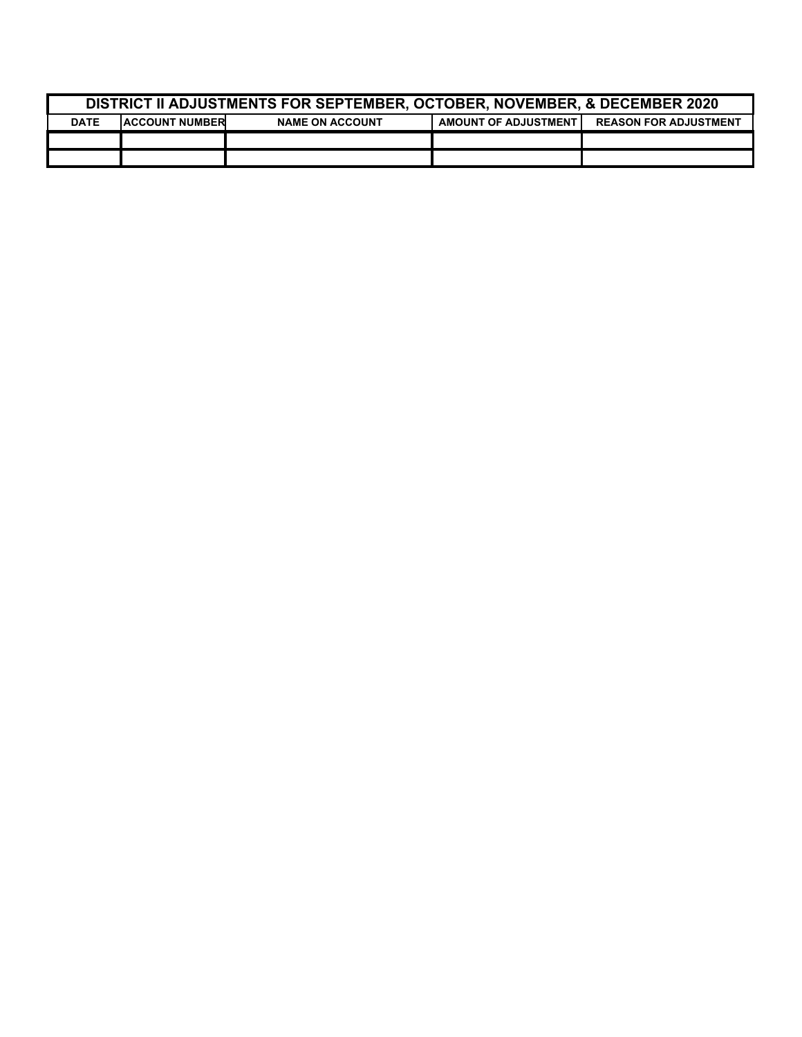| DISTRICT II ADJUSTMENTS FOR SEPTEMBER, OCTOBER, NOVEMBER, & DECEMBER 2020 | | | | |
|---|---|---|---|---|
| DATE | ACCOUNT NUMBER | NAME ON ACCOUNT | AMOUNT OF ADJUSTMENT | REASON FOR ADJUSTMENT |
| | | | | |
| | | | | |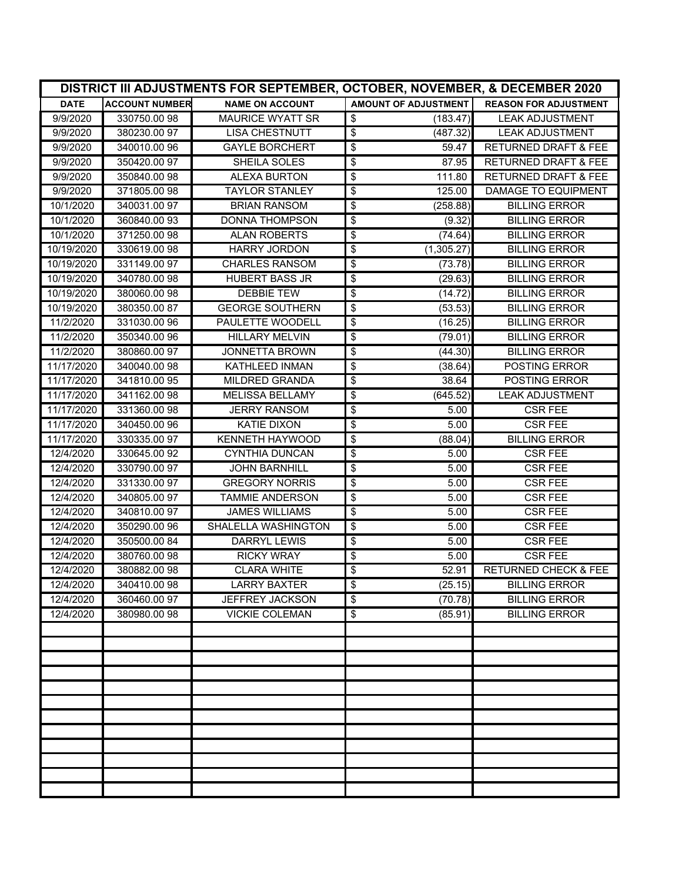| DISTRICT III ADJUSTMENTS FOR SEPTEMBER, OCTOBER, NOVEMBER, & DECEMBER 2020 | | | | |
|---|---|---|---|---|
| **DATE** | **ACCOUNT NUMBER** | **NAME ON ACCOUNT** | **AMOUNT OF ADJUSTMENT** | **REASON FOR ADJUSTMENT** |
| 9/9/2020 | 330750.00 98 | MAURICE WYATT SR | $ (183.47) | LEAK ADJUSTMENT |
| 9/9/2020 | 380230.00 97 | LISA CHESTNUTT | $ (487.32) | LEAK ADJUSTMENT |
| 9/9/2020 | 340010.00 96 | GAYLE BORCHERT | $ 59.47 | RETURNED DRAFT & FEE |
| 9/9/2020 | 350420.00 97 | SHEILA SOLES | $ 87.95 | RETURNED DRAFT & FEE |
| 9/9/2020 | 350840.00 98 | ALEXA BURTON | $ 111.80 | RETURNED DRAFT & FEE |
| 9/9/2020 | 371805.00 98 | TAYLOR STANLEY | $ 125.00 | DAMAGE TO EQUIPMENT |
| 10/1/2020 | 340031.00 97 | BRIAN RANSOM | $ (258.88) | BILLING ERROR |
| 10/1/2020 | 360840.00 93 | DONNA THOMPSON | $ (9.32) | BILLING ERROR |
| 10/1/2020 | 371250.00 98 | ALAN ROBERTS | $ (74.64) | BILLING ERROR |
| 10/19/2020 | 330619.00 98 | HARRY JORDON | $ (1,305.27) | BILLING ERROR |
| 10/19/2020 | 331149.00 97 | CHARLES RANSOM | $ (73.78) | BILLING ERROR |
| 10/19/2020 | 340780.00 98 | HUBERT BASS JR | $ (29.63) | BILLING ERROR |
| 10/19/2020 | 380060.00 98 | DEBBIE TEW | $ (14.72) | BILLING ERROR |
| 10/19/2020 | 380350.00 87 | GEORGE SOUTHERN | $ (53.53) | BILLING ERROR |
| 11/2/2020 | 331030.00 96 | PAULETTE WOODELL | $ (16.25) | BILLING ERROR |
| 11/2/2020 | 350340.00 96 | HILLARY MELVIN | $ (79.01) | BILLING ERROR |
| 11/2/2020 | 380860.00 97 | JONNETTA BROWN | $ (44.30) | BILLING ERROR |
| 11/17/2020 | 340040.00 98 | KATHLEED INMAN | $ (38.64) | POSTING ERROR |
| 11/17/2020 | 341810.00 95 | MILDRED GRANDA | $ 38.64 | POSTING ERROR |
| 11/17/2020 | 341162.00 98 | MELISSA BELLAMY | $ (645.52) | LEAK ADJUSTMENT |
| 11/17/2020 | 331360.00 98 | JERRY RANSOM | $ 5.00 | CSR FEE |
| 11/17/2020 | 340450.00 96 | KATIE DIXON | $ 5.00 | CSR FEE |
| 11/17/2020 | 330335.00 97 | KENNETH HAYWOOD | $ (88.04) | BILLING ERROR |
| 12/4/2020 | 330645.00 92 | CYNTHIA DUNCAN | $ 5.00 | CSR FEE |
| 12/4/2020 | 330790.00 97 | JOHN BARNHILL | $ 5.00 | CSR FEE |
| 12/4/2020 | 331330.00 97 | GREGORY NORRIS | $ 5.00 | CSR FEE |
| 12/4/2020 | 340805.00 97 | TAMMIE ANDERSON | $ 5.00 | CSR FEE |
| 12/4/2020 | 340810.00 97 | JAMES WILLIAMS | $ 5.00 | CSR FEE |
| 12/4/2020 | 350290.00 96 | SHALELLA WASHINGTON | $ 5.00 | CSR FEE |
| 12/4/2020 | 350500.00 84 | DARRYL LEWIS | $ 5.00 | CSR FEE |
| 12/4/2020 | 380760.00 98 | RICKY WRAY | $ 5.00 | CSR FEE |
| 12/4/2020 | 380882.00 98 | CLARA WHITE | $ 52.91 | RETURNED CHECK & FEE |
| 12/4/2020 | 340410.00 98 | LARRY BAXTER | $ (25.15) | BILLING ERROR |
| 12/4/2020 | 360460.00 97 | JEFFREY JACKSON | $ (70.78) | BILLING ERROR |
| 12/4/2020 | 380980.00 98 | VICKIE COLEMAN | $ (85.91) | BILLING ERROR |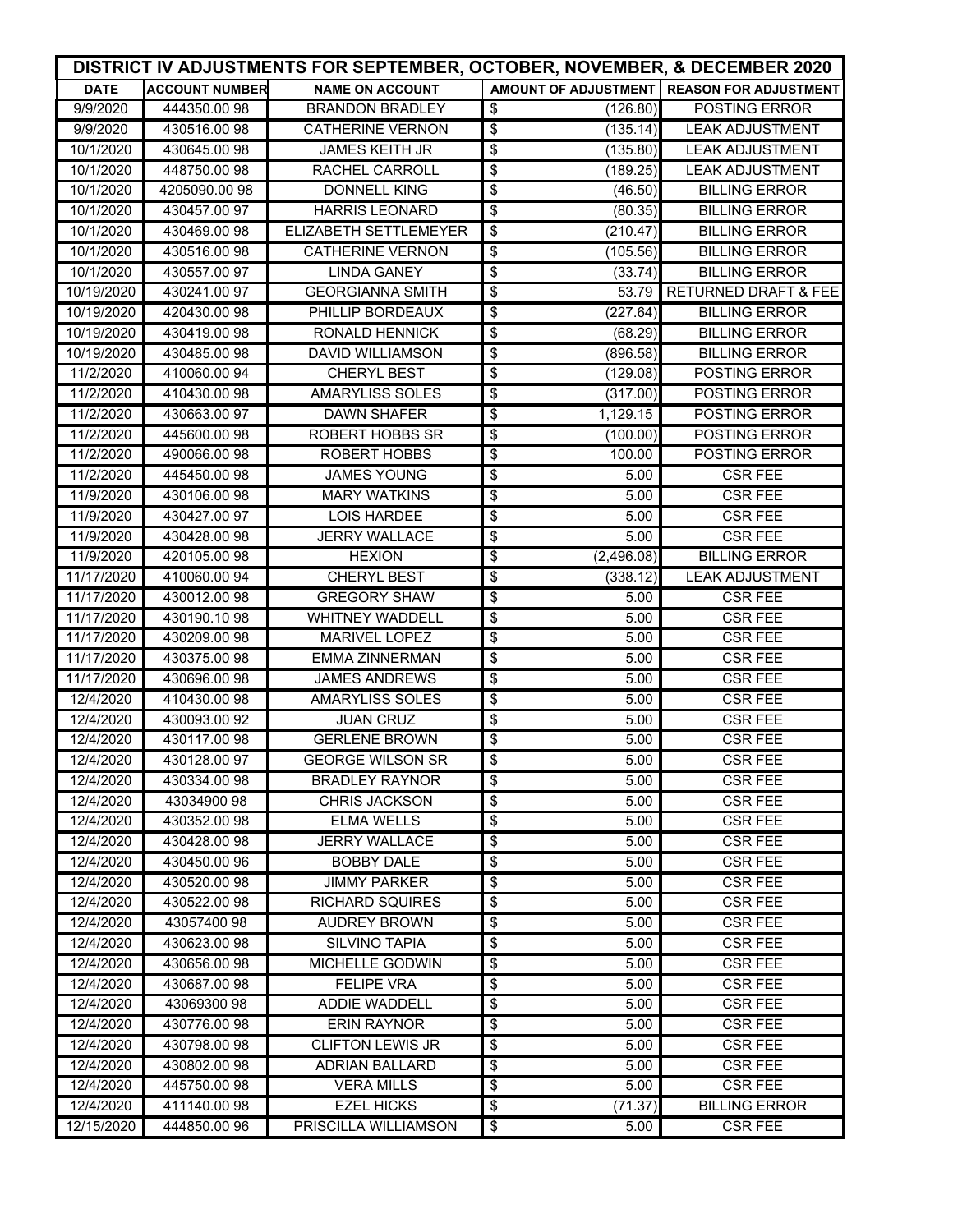| DISTRICT IV ADJUSTMENTS FOR SEPTEMBER, OCTOBER, NOVEMBER, & DECEMBER 2020 | | | | |
|---|---|---|---|---|
| **DATE** | **ACCOUNT NUMBER** | **NAME ON ACCOUNT** | **AMOUNT OF ADJUSTMENT** | **REASON FOR ADJUSTMENT** |
| 9/9/2020 | 444350.00 98 | BRANDON BRADLEY | $ (126.80) | POSTING ERROR |
| 9/9/2020 | 430516.00 98 | CATHERINE VERNON | $ (135.14) | LEAK ADJUSTMENT |
| 10/1/2020 | 430645.00 98 | JAMES KEITH JR | $ (135.80) | LEAK ADJUSTMENT |
| 10/1/2020 | 448750.00 98 | RACHEL CARROLL | $ (189.25) | LEAK ADJUSTMENT |
| 10/1/2020 | 4205090.00 98 | DONNELL KING | $ (46.50) | BILLING ERROR |
| 10/1/2020 | 430457.00 97 | HARRIS LEONARD | $ (80.35) | BILLING ERROR |
| 10/1/2020 | 430469.00 98 | ELIZABETH SETTLEMEYER | $ (210.47) | BILLING ERROR |
| 10/1/2020 | 430516.00 98 | CATHERINE VERNON | $ (105.56) | BILLING ERROR |
| 10/1/2020 | 430557.00 97 | LINDA GANEY | $ (33.74) | BILLING ERROR |
| 10/19/2020 | 430241.00 97 | GEORGIANNA SMITH | $ 53.79 | RETURNED DRAFT & FEE |
| 10/19/2020 | 420430.00 98 | PHILLIP BORDEAUX | $ (227.64) | BILLING ERROR |
| 10/19/2020 | 430419.00 98 | RONALD HENNICK | $ (68.29) | BILLING ERROR |
| 10/19/2020 | 430485.00 98 | DAVID WILLIAMSON | $ (896.58) | BILLING ERROR |
| 11/2/2020 | 410060.00 94 | CHERYL BEST | $ (129.08) | POSTING ERROR |
| 11/2/2020 | 410430.00 98 | AMARYLISS SOLES | $ (317.00) | POSTING ERROR |
| 11/2/2020 | 430663.00 97 | DAWN SHAFER | $ 1,129.15 | POSTING ERROR |
| 11/2/2020 | 445600.00 98 | ROBERT HOBBS SR | $ (100.00) | POSTING ERROR |
| 11/2/2020 | 490066.00 98 | ROBERT HOBBS | $ 100.00 | POSTING ERROR |
| 11/2/2020 | 445450.00 98 | JAMES YOUNG | $ 5.00 | CSR FEE |
| 11/9/2020 | 430106.00 98 | MARY WATKINS | $ 5.00 | CSR FEE |
| 11/9/2020 | 430427.00 97 | LOIS HARDEE | $ 5.00 | CSR FEE |
| 11/9/2020 | 430428.00 98 | JERRY WALLACE | $ 5.00 | CSR FEE |
| 11/9/2020 | 420105.00 98 | HEXION | $ (2,496.08) | BILLING ERROR |
| 11/17/2020 | 410060.00 94 | CHERYL BEST | $ (338.12) | LEAK ADJUSTMENT |
| 11/17/2020 | 430012.00 98 | GREGORY SHAW | $ 5.00 | CSR FEE |
| 11/17/2020 | 430190.10 98 | WHITNEY WADDELL | $ 5.00 | CSR FEE |
| 11/17/2020 | 430209.00 98 | MARIVEL LOPEZ | $ 5.00 | CSR FEE |
| 11/17/2020 | 430375.00 98 | EMMA ZINNERMAN | $ 5.00 | CSR FEE |
| 11/17/2020 | 430696.00 98 | JAMES ANDREWS | $ 5.00 | CSR FEE |
| 12/4/2020 | 410430.00 98 | AMARYLISS SOLES | $ 5.00 | CSR FEE |
| 12/4/2020 | 430093.00 92 | JUAN CRUZ | $ 5.00 | CSR FEE |
| 12/4/2020 | 430117.00 98 | GERLENE BROWN | $ 5.00 | CSR FEE |
| 12/4/2020 | 430128.00 97 | GEORGE WILSON SR | $ 5.00 | CSR FEE |
| 12/4/2020 | 430334.00 98 | BRADLEY RAYNOR | $ 5.00 | CSR FEE |
| 12/4/2020 | 43034900 98 | CHRIS JACKSON | $ 5.00 | CSR FEE |
| 12/4/2020 | 430352.00 98 | ELMA WELLS | $ 5.00 | CSR FEE |
| 12/4/2020 | 430428.00 98 | JERRY WALLACE | $ 5.00 | CSR FEE |
| 12/4/2020 | 430450.00 96 | BOBBY DALE | $ 5.00 | CSR FEE |
| 12/4/2020 | 430520.00 98 | JIMMY PARKER | $ 5.00 | CSR FEE |
| 12/4/2020 | 430522.00 98 | RICHARD SQUIRES | $ 5.00 | CSR FEE |
| 12/4/2020 | 43057400 98 | AUDREY BROWN | $ 5.00 | CSR FEE |
| 12/4/2020 | 430623.00 98 | SILVINO TAPIA | $ 5.00 | CSR FEE |
| 12/4/2020 | 430656.00 98 | MICHELLE GODWIN | $ 5.00 | CSR FEE |
| 12/4/2020 | 430687.00 98 | FELIPE VRA | $ 5.00 | CSR FEE |
| 12/4/2020 | 43069300 98 | ADDIE WADDELL | $ 5.00 | CSR FEE |
| 12/4/2020 | 430776.00 98 | ERIN RAYNOR | $ 5.00 | CSR FEE |
| 12/4/2020 | 430798.00 98 | CLIFTON LEWIS JR | $ 5.00 | CSR FEE |
| 12/4/2020 | 430802.00 98 | ADRIAN BALLARD | $ 5.00 | CSR FEE |
| 12/4/2020 | 445750.00 98 | VERA MILLS | $ 5.00 | CSR FEE |
| 12/4/2020 | 411140.00 98 | EZEL HICKS | $ (71.37) | BILLING ERROR |
| 12/15/2020 | 444850.00 96 | PRISCILLA WILLIAMSON | $ 5.00 | CSR FEE |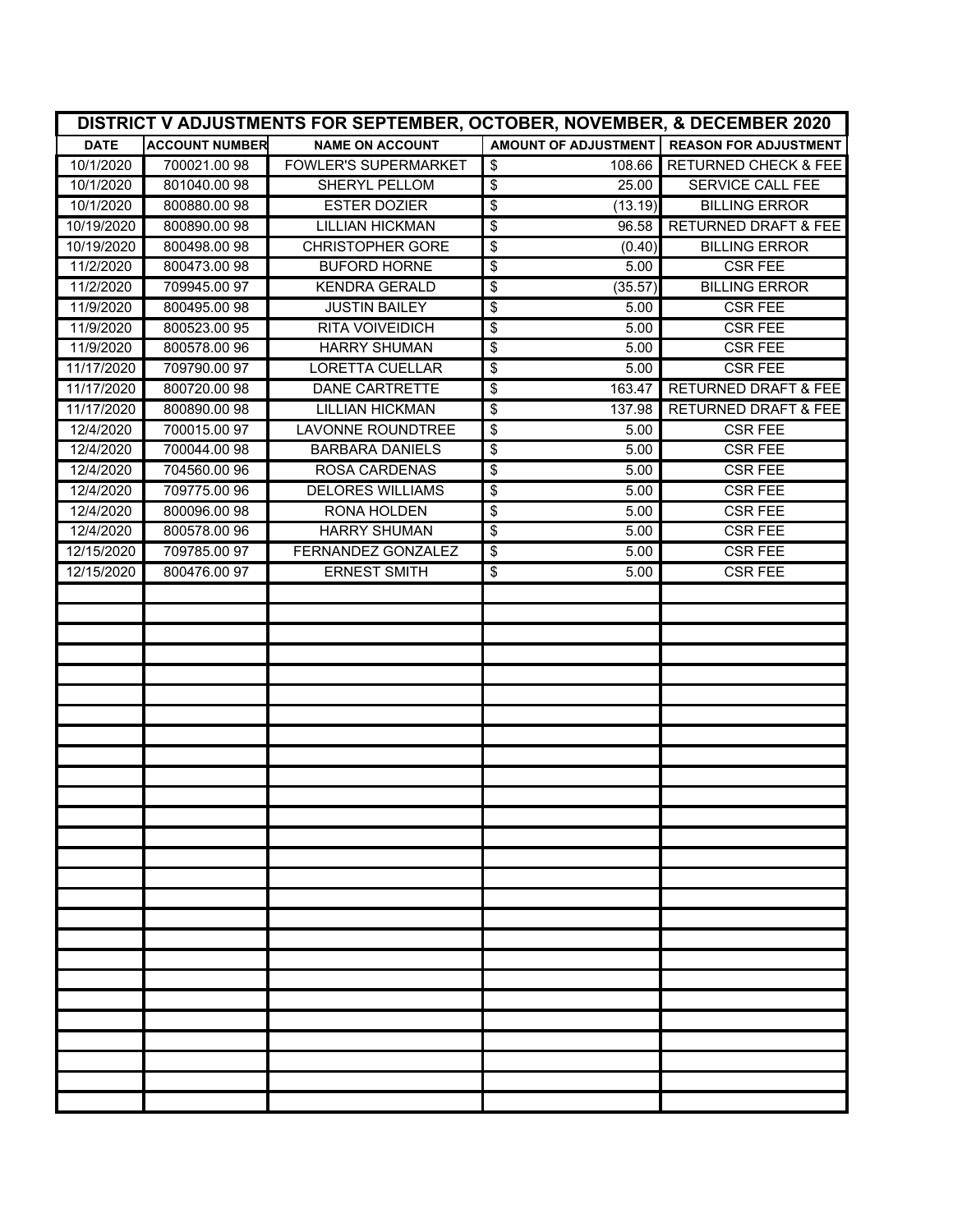| DISTRICT V ADJUSTMENTS FOR SEPTEMBER, OCTOBER, NOVEMBER, & DECEMBER 2020 | | | | |
|---|---|---|---|---|
| **DATE** | **ACCOUNT NUMBER** | **NAME ON ACCOUNT** | **AMOUNT OF ADJUSTMENT** | **REASON FOR ADJUSTMENT** |
| 10/1/2020 | 700021.00 98 | FOWLER'S SUPERMARKET | $ 108.66 | RETURNED CHECK & FEE |
| 10/1/2020 | 801040.00 98 | SHERYL PELLOM | $ 25.00 | SERVICE CALL FEE |
| 10/1/2020 | 800880.00 98 | ESTER DOZIER | $ (13.19) | BILLING ERROR |
| 10/19/2020 | 800890.00 98 | LILLIAN HICKMAN | $ 96.58 | RETURNED DRAFT & FEE |
| 10/19/2020 | 800498.00 98 | CHRISTOPHER GORE | $ (0.40) | BILLING ERROR |
| 11/2/2020 | 800473.00 98 | BUFORD HORNE | $ 5.00 | CSR FEE |
| 11/2/2020 | 709945.00 97 | KENDRA GERALD | $ (35.57) | BILLING ERROR |
| 11/9/2020 | 800495.00 98 | JUSTIN BAILEY | $ 5.00 | CSR FEE |
| 11/9/2020 | 800523.00 95 | RITA VOIVEIDICH | $ 5.00 | CSR FEE |
| 11/9/2020 | 800578.00 96 | HARRY SHUMAN | $ 5.00 | CSR FEE |
| 11/17/2020 | 709790.00 97 | LORETTA CUELLAR | $ 5.00 | CSR FEE |
| 11/17/2020 | 800720.00 98 | DANE CARTRETTE | $ 163.47 | RETURNED DRAFT & FEE |
| 11/17/2020 | 800890.00 98 | LILLIAN HICKMAN | $ 137.98 | RETURNED DRAFT & FEE |
| 12/4/2020 | 700015.00 97 | LAVONNE ROUNDTREE | $ 5.00 | CSR FEE |
| 12/4/2020 | 700044.00 98 | BARBARA DANIELS | $ 5.00 | CSR FEE |
| 12/4/2020 | 704560.00 96 | ROSA CARDENAS | $ 5.00 | CSR FEE |
| 12/4/2020 | 709775.00 96 | DELORES WILLIAMS | $ 5.00 | CSR FEE |
| 12/4/2020 | 800096.00 98 | RONA HOLDEN | $ 5.00 | CSR FEE |
| 12/4/2020 | 800578.00 96 | HARRY SHUMAN | $ 5.00 | CSR FEE |
| 12/15/2020 | 709785.00 97 | FERNANDEZ GONZALEZ | $ 5.00 | CSR FEE |
| 12/15/2020 | 800476.00 97 | ERNEST SMITH | $ 5.00 | CSR FEE |